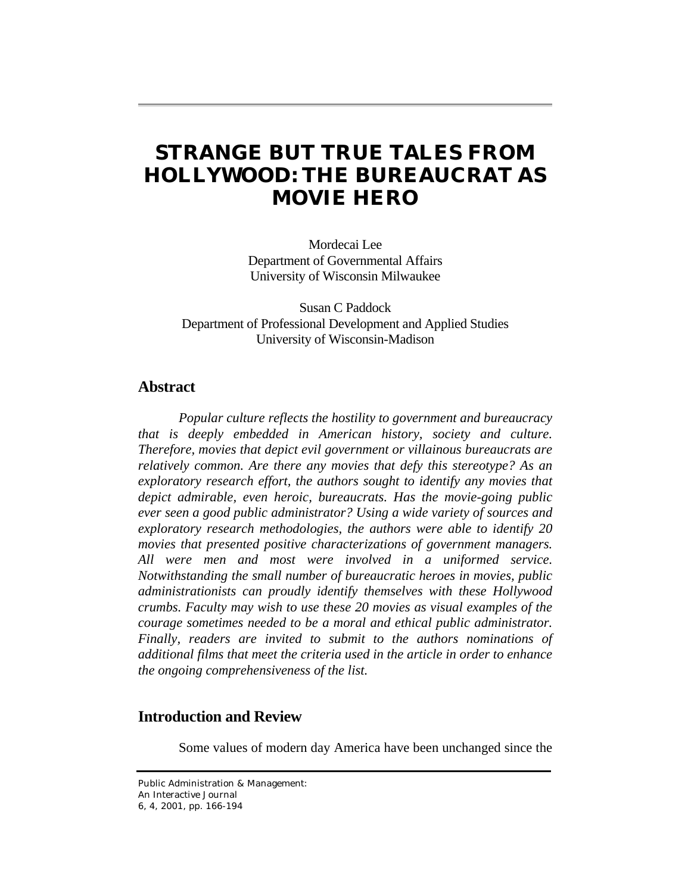# STRANGE BUT TRUE TALES FROM HOLLYWOOD: THE BUREAUCRAT AS MOVIE HERO

Mordecai Lee
Department of Governmental Affairs
University of Wisconsin Milwaukee

Susan C Paddock
Department of Professional Development and Applied Studies
University of Wisconsin-Madison

## Abstract

*Popular culture reflects the hostility to government and bureaucracy that is deeply embedded in American history, society and culture. Therefore, movies that depict evil government or villainous bureaucrats are relatively common. Are there any movies that defy this stereotype? As an exploratory research effort, the authors sought to identify any movies that depict admirable, even heroic, bureaucrats. Has the movie-going public ever seen a good public administrator? Using a wide variety of sources and exploratory research methodologies, the authors were able to identify 20 movies that presented positive characterizations of government managers. All were men and most were involved in a uniformed service. Notwithstanding the small number of bureaucratic heroes in movies, public administrationists can proudly identify themselves with these Hollywood crumbs. Faculty may wish to use these 20 movies as visual examples of the courage sometimes needed to be a moral and ethical public administrator. Finally, readers are invited to submit to the authors nominations of additional films that meet the criteria used in the article in order to enhance the ongoing comprehensiveness of the list.*

## Introduction and Review

Some values of modern day America have been unchanged since the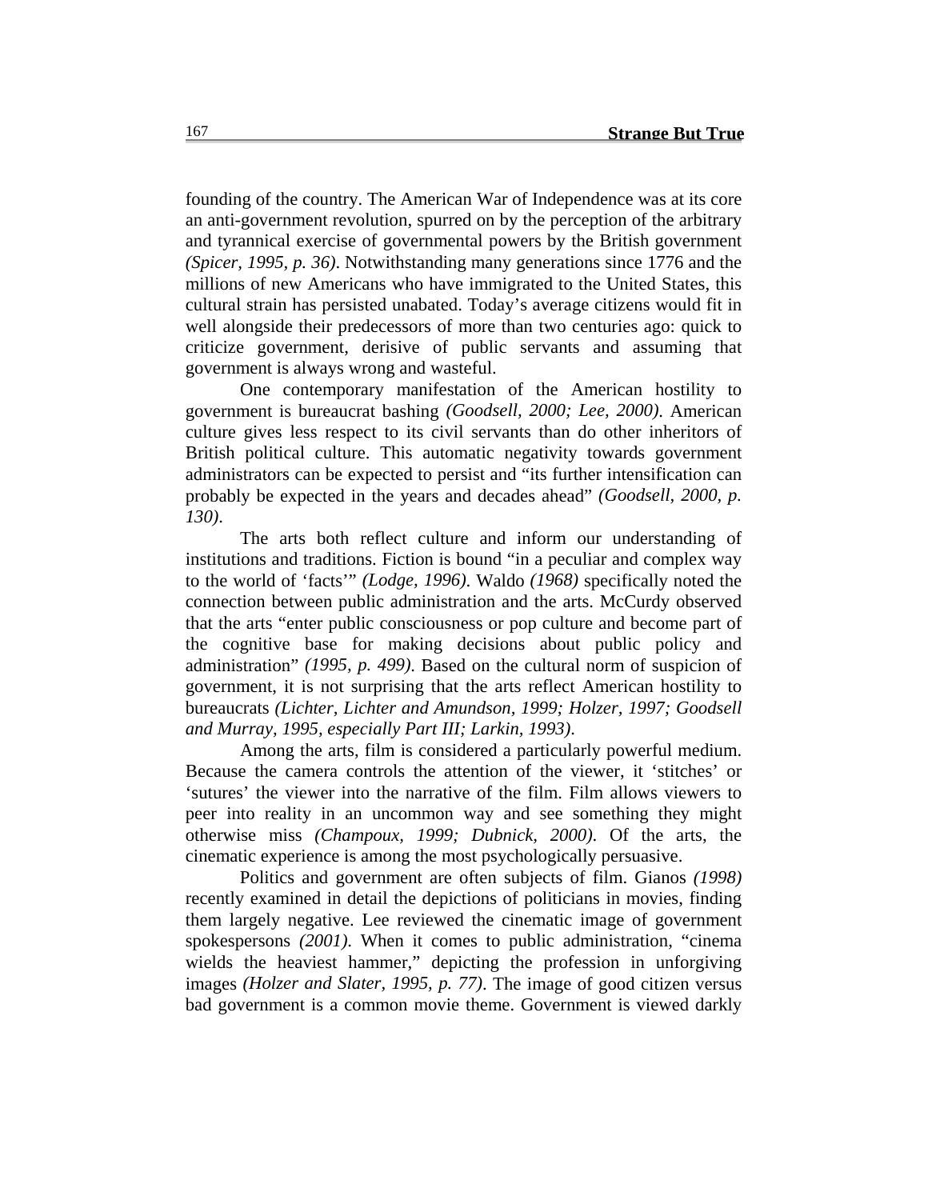founding of the country. The American War of Independence was at its core an anti-government revolution, spurred on by the perception of the arbitrary and tyrannical exercise of governmental powers by the British government *(Spicer, 1995, p. 36)*. Notwithstanding many generations since 1776 and the millions of new Americans who have immigrated to the United States, this cultural strain has persisted unabated. Today's average citizens would fit in well alongside their predecessors of more than two centuries ago: quick to criticize government, derisive of public servants and assuming that government is always wrong and wasteful.

One contemporary manifestation of the American hostility to government is bureaucrat bashing *(Goodsell, 2000; Lee, 2000)*. American culture gives less respect to its civil servants than do other inheritors of British political culture. This automatic negativity towards government administrators can be expected to persist and "its further intensification can probably be expected in the years and decades ahead" *(Goodsell, 2000, p. 130)*.

The arts both reflect culture and inform our understanding of institutions and traditions. Fiction is bound "in a peculiar and complex way to the world of 'facts'" *(Lodge, 1996)*. Waldo *(1968)* specifically noted the connection between public administration and the arts. McCurdy observed that the arts "enter public consciousness or pop culture and become part of the cognitive base for making decisions about public policy and administration" *(1995, p. 499)*. Based on the cultural norm of suspicion of government, it is not surprising that the arts reflect American hostility to bureaucrats *(Lichter, Lichter and Amundson, 1999; Holzer, 1997; Goodsell and Murray, 1995, especially Part III; Larkin, 1993)*.

Among the arts, film is considered a particularly powerful medium. Because the camera controls the attention of the viewer, it 'stitches' or 'sutures' the viewer into the narrative of the film. Film allows viewers to peer into reality in an uncommon way and see something they might otherwise miss *(Champoux, 1999; Dubnick, 2000)*. Of the arts, the cinematic experience is among the most psychologically persuasive.

Politics and government are often subjects of film. Gianos *(1998)* recently examined in detail the depictions of politicians in movies, finding them largely negative. Lee reviewed the cinematic image of government spokespersons *(2001)*. When it comes to public administration, "cinema wields the heaviest hammer," depicting the profession in unforgiving images *(Holzer and Slater, 1995, p. 77)*. The image of good citizen versus bad government is a common movie theme. Government is viewed darkly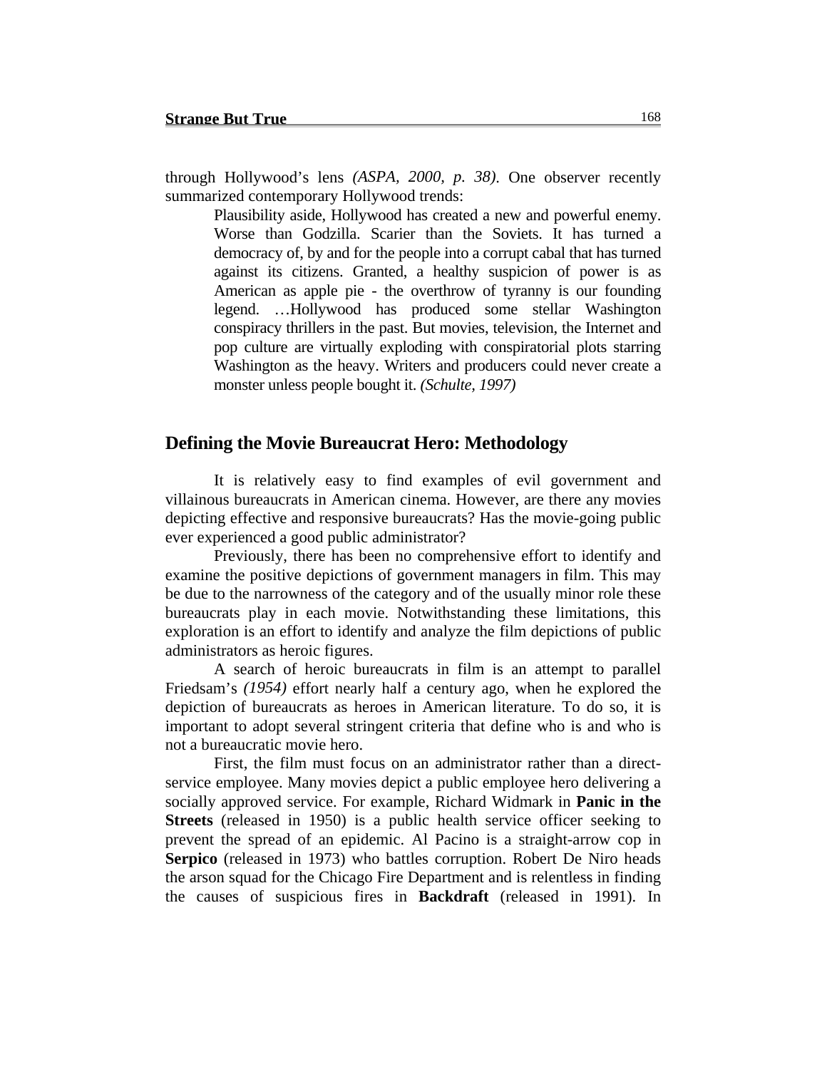through Hollywood's lens *(ASPA, 2000, p. 38)*. One observer recently summarized contemporary Hollywood trends:

> Plausibility aside, Hollywood has created a new and powerful enemy. Worse than Godzilla. Scarier than the Soviets. It has turned a democracy of, by and for the people into a corrupt cabal that has turned against its citizens. Granted, a healthy suspicion of power is as American as apple pie - the overthrow of tyranny is our founding legend. …Hollywood has produced some stellar Washington conspiracy thrillers in the past. But movies, television, the Internet and pop culture are virtually exploding with conspiratorial plots starring Washington as the heavy. Writers and producers could never create a monster unless people bought it. *(Schulte, 1997)*

## Defining the Movie Bureaucrat Hero: Methodology

It is relatively easy to find examples of evil government and villainous bureaucrats in American cinema. However, are there any movies depicting effective and responsive bureaucrats? Has the movie-going public ever experienced a good public administrator?

Previously, there has been no comprehensive effort to identify and examine the positive depictions of government managers in film. This may be due to the narrowness of the category and of the usually minor role these bureaucrats play in each movie. Notwithstanding these limitations, this exploration is an effort to identify and analyze the film depictions of public administrators as heroic figures.

A search of heroic bureaucrats in film is an attempt to parallel Friedsam's *(1954)* effort nearly half a century ago, when he explored the depiction of bureaucrats as heroes in American literature. To do so, it is important to adopt several stringent criteria that define who is and who is not a bureaucratic movie hero.

First, the film must focus on an administrator rather than a direct-service employee. Many movies depict a public employee hero delivering a socially approved service. For example, Richard Widmark in **Panic in the Streets** (released in 1950) is a public health service officer seeking to prevent the spread of an epidemic. Al Pacino is a straight-arrow cop in **Serpico** (released in 1973) who battles corruption. Robert De Niro heads the arson squad for the Chicago Fire Department and is relentless in finding the causes of suspicious fires in **Backdraft** (released in 1991). In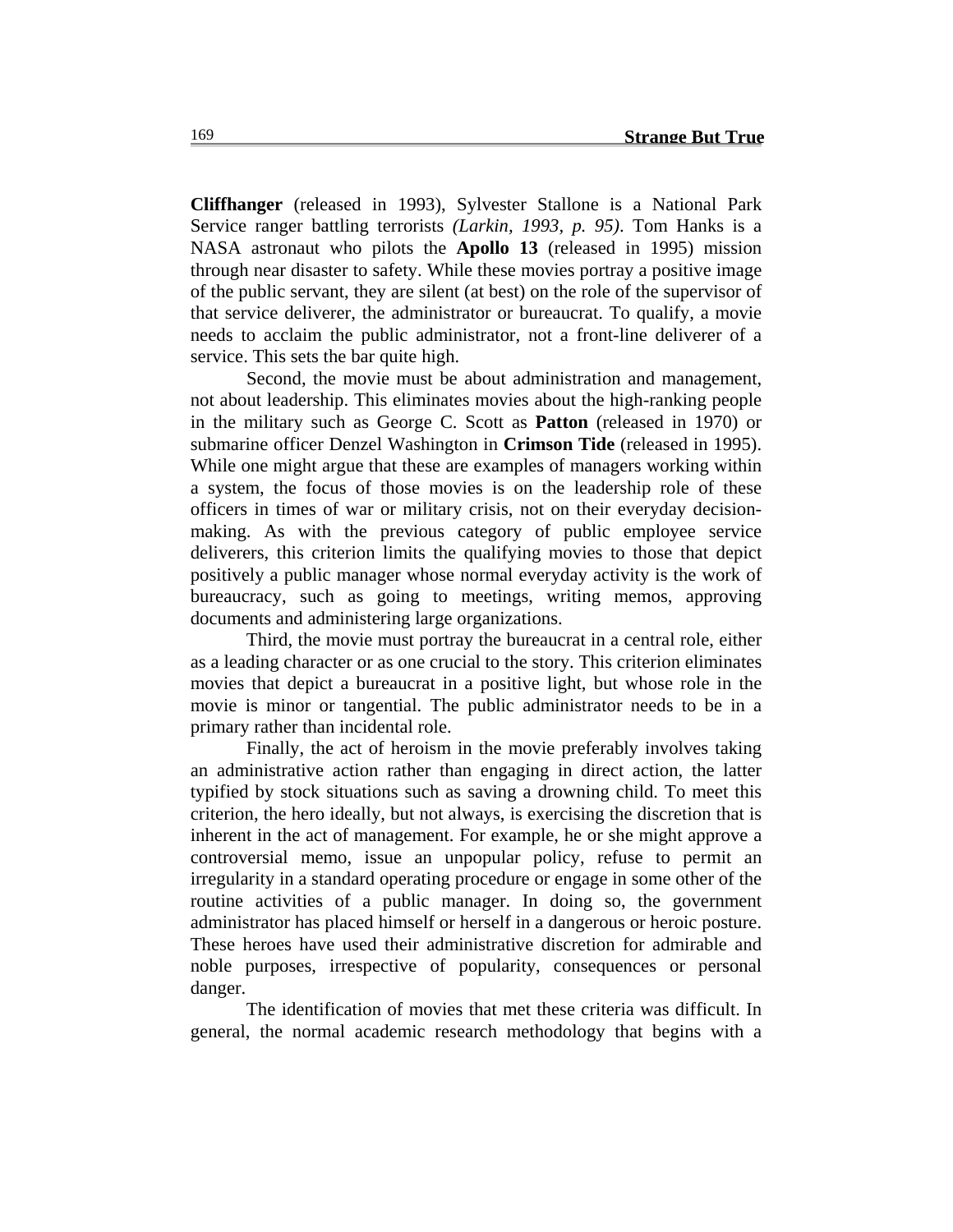**Cliffhanger** (released in 1993), Sylvester Stallone is a National Park Service ranger battling terrorists *(Larkin, 1993, p. 95)*. Tom Hanks is a NASA astronaut who pilots the **Apollo 13** (released in 1995) mission through near disaster to safety. While these movies portray a positive image of the public servant, they are silent (at best) on the role of the supervisor of that service deliverer, the administrator or bureaucrat. To qualify, a movie needs to acclaim the public administrator, not a front-line deliverer of a service. This sets the bar quite high.

Second, the movie must be about administration and management, not about leadership. This eliminates movies about the high-ranking people in the military such as George C. Scott as **Patton** (released in 1970) or submarine officer Denzel Washington in **Crimson Tide** (released in 1995). While one might argue that these are examples of managers working within a system, the focus of those movies is on the leadership role of these officers in times of war or military crisis, not on their everyday decision-making. As with the previous category of public employee service deliverers, this criterion limits the qualifying movies to those that depict positively a public manager whose normal everyday activity is the work of bureaucracy, such as going to meetings, writing memos, approving documents and administering large organizations.

Third, the movie must portray the bureaucrat in a central role, either as a leading character or as one crucial to the story. This criterion eliminates movies that depict a bureaucrat in a positive light, but whose role in the movie is minor or tangential. The public administrator needs to be in a primary rather than incidental role.

Finally, the act of heroism in the movie preferably involves taking an administrative action rather than engaging in direct action, the latter typified by stock situations such as saving a drowning child. To meet this criterion, the hero ideally, but not always, is exercising the discretion that is inherent in the act of management. For example, he or she might approve a controversial memo, issue an unpopular policy, refuse to permit an irregularity in a standard operating procedure or engage in some other of the routine activities of a public manager. In doing so, the government administrator has placed himself or herself in a dangerous or heroic posture. These heroes have used their administrative discretion for admirable and noble purposes, irrespective of popularity, consequences or personal danger.

The identification of movies that met these criteria was difficult. In general, the normal academic research methodology that begins with a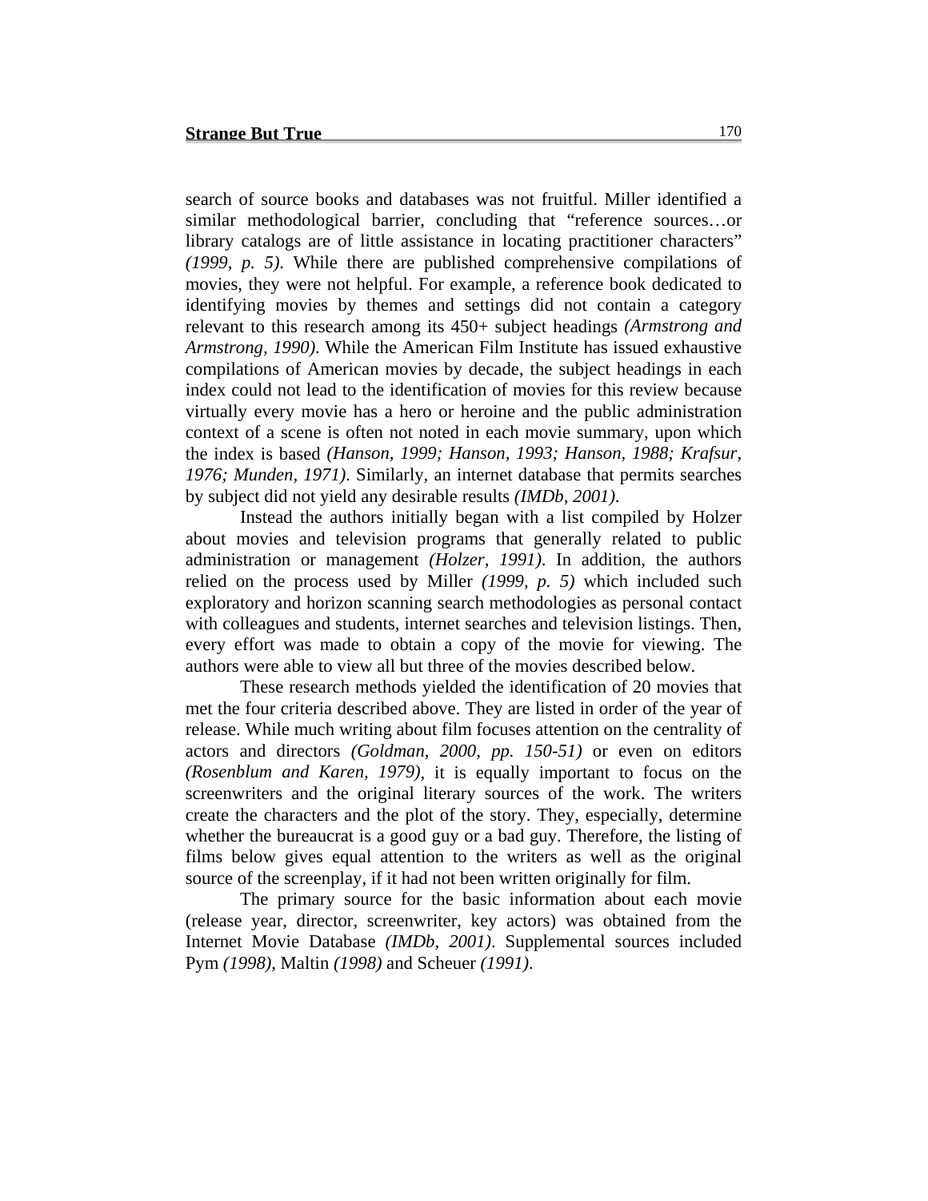search of source books and databases was not fruitful. Miller identified a similar methodological barrier, concluding that "reference sources…or library catalogs are of little assistance in locating practitioner characters" *(1999, p. 5)*. While there are published comprehensive compilations of movies, they were not helpful. For example, a reference book dedicated to identifying movies by themes and settings did not contain a category relevant to this research among its 450+ subject headings *(Armstrong and Armstrong, 1990)*. While the American Film Institute has issued exhaustive compilations of American movies by decade, the subject headings in each index could not lead to the identification of movies for this review because virtually every movie has a hero or heroine and the public administration context of a scene is often not noted in each movie summary, upon which the index is based *(Hanson, 1999; Hanson, 1993; Hanson, 1988; Krafsur, 1976; Munden, 1971)*. Similarly, an internet database that permits searches by subject did not yield any desirable results *(IMDb, 2001)*.

Instead the authors initially began with a list compiled by Holzer about movies and television programs that generally related to public administration or management *(Holzer, 1991)*. In addition, the authors relied on the process used by Miller *(1999, p. 5)* which included such exploratory and horizon scanning search methodologies as personal contact with colleagues and students, internet searches and television listings. Then, every effort was made to obtain a copy of the movie for viewing. The authors were able to view all but three of the movies described below.

These research methods yielded the identification of 20 movies that met the four criteria described above. They are listed in order of the year of release. While much writing about film focuses attention on the centrality of actors and directors *(Goldman, 2000, pp. 150-51)* or even on editors *(Rosenblum and Karen, 1979)*, it is equally important to focus on the screenwriters and the original literary sources of the work. The writers create the characters and the plot of the story. They, especially, determine whether the bureaucrat is a good guy or a bad guy. Therefore, the listing of films below gives equal attention to the writers as well as the original source of the screenplay, if it had not been written originally for film.

The primary source for the basic information about each movie (release year, director, screenwriter, key actors) was obtained from the Internet Movie Database *(IMDb, 2001)*. Supplemental sources included Pym *(1998)*, Maltin *(1998)* and Scheuer *(1991)*.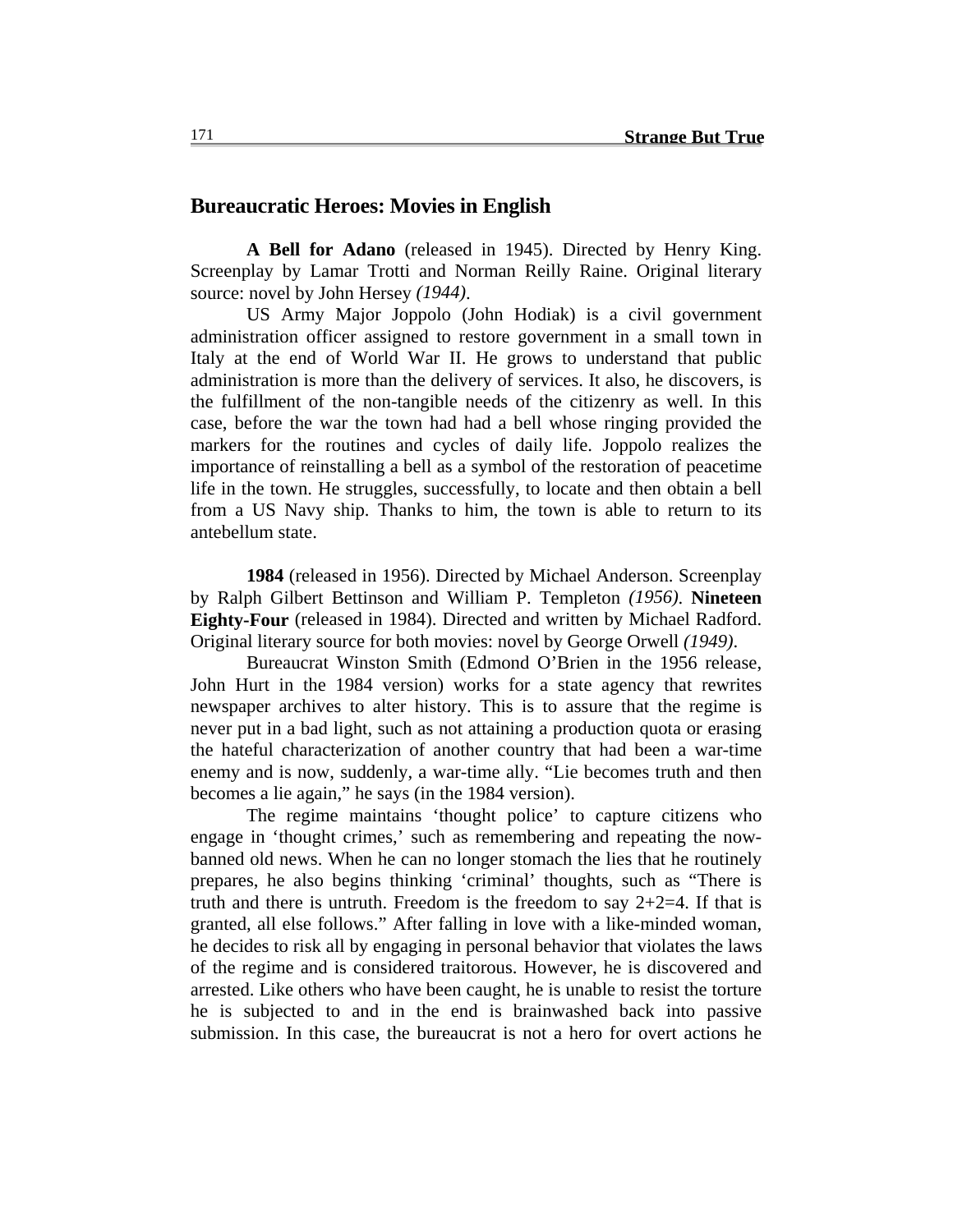## Bureaucratic Heroes: Movies in English

**A Bell for Adano** (released in 1945). Directed by Henry King. Screenplay by Lamar Trotti and Norman Reilly Raine. Original literary source: novel by John Hersey *(1944)*.

US Army Major Joppolo (John Hodiak) is a civil government administration officer assigned to restore government in a small town in Italy at the end of World War II. He grows to understand that public administration is more than the delivery of services. It also, he discovers, is the fulfillment of the non-tangible needs of the citizenry as well. In this case, before the war the town had had a bell whose ringing provided the markers for the routines and cycles of daily life. Joppolo realizes the importance of reinstalling a bell as a symbol of the restoration of peacetime life in the town. He struggles, successfully, to locate and then obtain a bell from a US Navy ship. Thanks to him, the town is able to return to its antebellum state.

**1984** (released in 1956). Directed by Michael Anderson. Screenplay by Ralph Gilbert Bettinson and William P. Templeton *(1956)*. **Nineteen Eighty-Four** (released in 1984). Directed and written by Michael Radford. Original literary source for both movies: novel by George Orwell *(1949)*.

Bureaucrat Winston Smith (Edmond O'Brien in the 1956 release, John Hurt in the 1984 version) works for a state agency that rewrites newspaper archives to alter history. This is to assure that the regime is never put in a bad light, such as not attaining a production quota or erasing the hateful characterization of another country that had been a war-time enemy and is now, suddenly, a war-time ally. "Lie becomes truth and then becomes a lie again," he says (in the 1984 version).

The regime maintains 'thought police' to capture citizens who engage in 'thought crimes,' such as remembering and repeating the now-banned old news. When he can no longer stomach the lies that he routinely prepares, he also begins thinking 'criminal' thoughts, such as "There is truth and there is untruth. Freedom is the freedom to say 2+2=4. If that is granted, all else follows." After falling in love with a like-minded woman, he decides to risk all by engaging in personal behavior that violates the laws of the regime and is considered traitorous. However, he is discovered and arrested. Like others who have been caught, he is unable to resist the torture he is subjected to and in the end is brainwashed back into passive submission. In this case, the bureaucrat is not a hero for overt actions he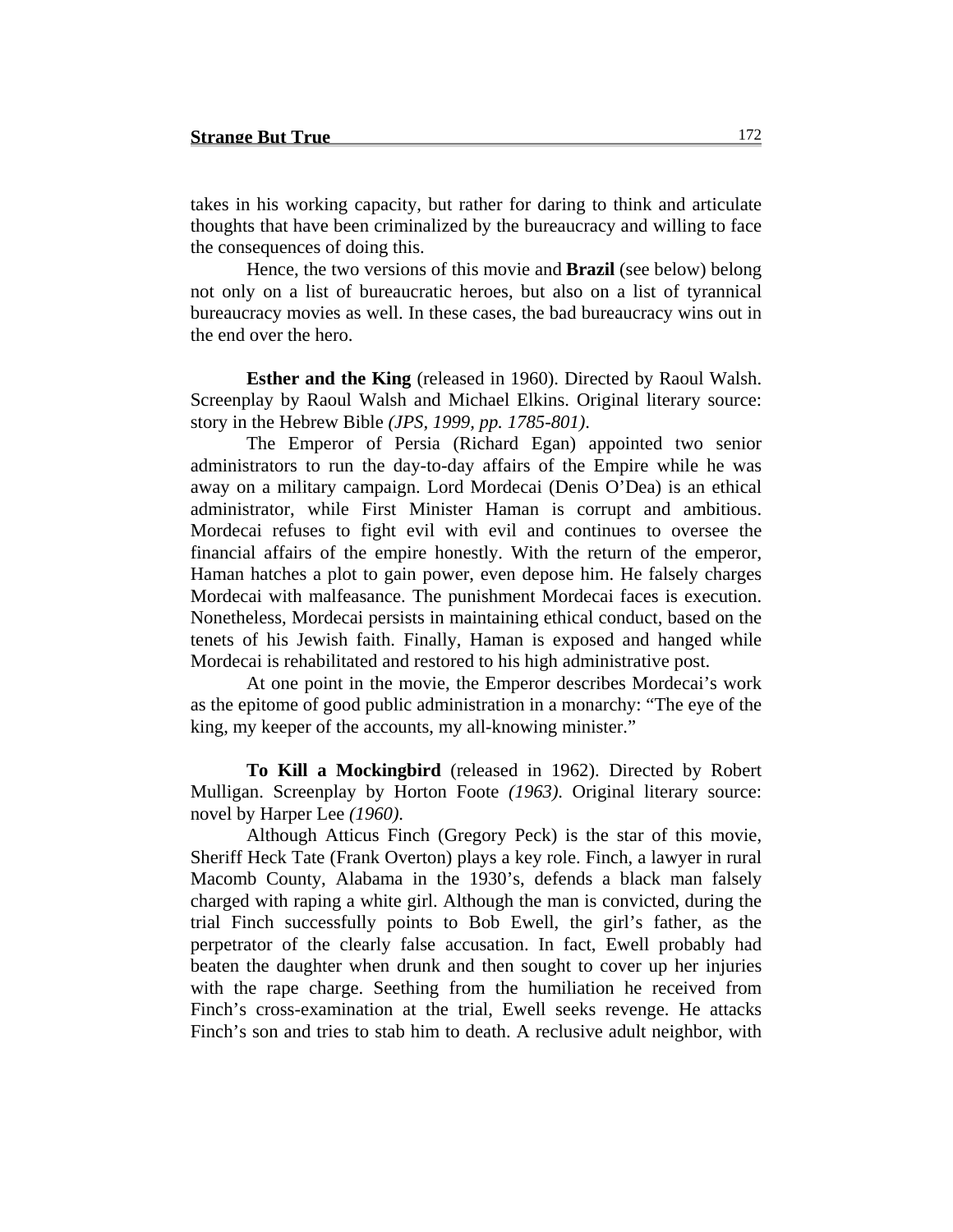takes in his working capacity, but rather for daring to think and articulate thoughts that have been criminalized by the bureaucracy and willing to face the consequences of doing this.

Hence, the two versions of this movie and **Brazil** (see below) belong not only on a list of bureaucratic heroes, but also on a list of tyrannical bureaucracy movies as well. In these cases, the bad bureaucracy wins out in the end over the hero.

**Esther and the King** (released in 1960). Directed by Raoul Walsh. Screenplay by Raoul Walsh and Michael Elkins. Original literary source: story in the Hebrew Bible *(JPS, 1999, pp. 1785-801)*.

The Emperor of Persia (Richard Egan) appointed two senior administrators to run the day-to-day affairs of the Empire while he was away on a military campaign. Lord Mordecai (Denis O'Dea) is an ethical administrator, while First Minister Haman is corrupt and ambitious. Mordecai refuses to fight evil with evil and continues to oversee the financial affairs of the empire honestly. With the return of the emperor, Haman hatches a plot to gain power, even depose him. He falsely charges Mordecai with malfeasance. The punishment Mordecai faces is execution. Nonetheless, Mordecai persists in maintaining ethical conduct, based on the tenets of his Jewish faith. Finally, Haman is exposed and hanged while Mordecai is rehabilitated and restored to his high administrative post.

At one point in the movie, the Emperor describes Mordecai's work as the epitome of good public administration in a monarchy: "The eye of the king, my keeper of the accounts, my all-knowing minister."

**To Kill a Mockingbird** (released in 1962). Directed by Robert Mulligan. Screenplay by Horton Foote *(1963)*. Original literary source: novel by Harper Lee *(1960)*.

Although Atticus Finch (Gregory Peck) is the star of this movie, Sheriff Heck Tate (Frank Overton) plays a key role. Finch, a lawyer in rural Macomb County, Alabama in the 1930's, defends a black man falsely charged with raping a white girl. Although the man is convicted, during the trial Finch successfully points to Bob Ewell, the girl's father, as the perpetrator of the clearly false accusation. In fact, Ewell probably had beaten the daughter when drunk and then sought to cover up her injuries with the rape charge. Seething from the humiliation he received from Finch's cross-examination at the trial, Ewell seeks revenge. He attacks Finch's son and tries to stab him to death. A reclusive adult neighbor, with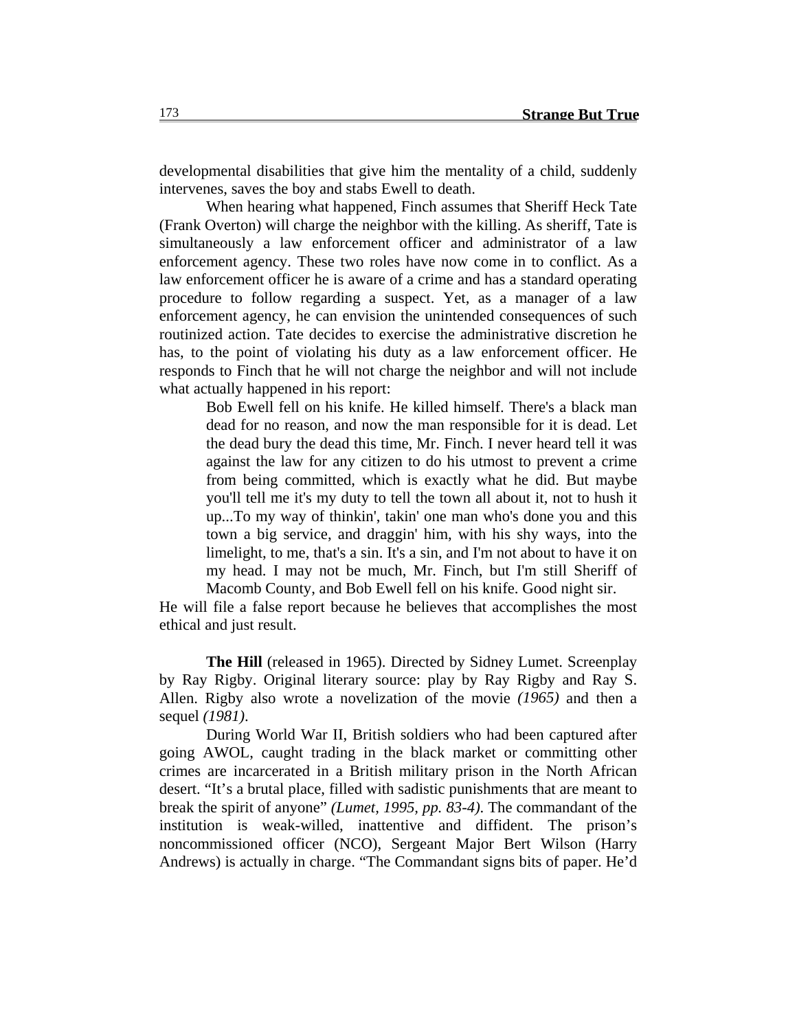developmental disabilities that give him the mentality of a child, suddenly intervenes, saves the boy and stabs Ewell to death.

When hearing what happened, Finch assumes that Sheriff Heck Tate (Frank Overton) will charge the neighbor with the killing. As sheriff, Tate is simultaneously a law enforcement officer and administrator of a law enforcement agency. These two roles have now come in to conflict. As a law enforcement officer he is aware of a crime and has a standard operating procedure to follow regarding a suspect. Yet, as a manager of a law enforcement agency, he can envision the unintended consequences of such routinized action. Tate decides to exercise the administrative discretion he has, to the point of violating his duty as a law enforcement officer. He responds to Finch that he will not charge the neighbor and will not include what actually happened in his report:

> Bob Ewell fell on his knife. He killed himself. There's a black man dead for no reason, and now the man responsible for it is dead. Let the dead bury the dead this time, Mr. Finch. I never heard tell it was against the law for any citizen to do his utmost to prevent a crime from being committed, which is exactly what he did. But maybe you'll tell me it's my duty to tell the town all about it, not to hush it up...To my way of thinkin', takin' one man who's done you and this town a big service, and draggin' him, with his shy ways, into the limelight, to me, that's a sin. It's a sin, and I'm not about to have it on my head. I may not be much, Mr. Finch, but I'm still Sheriff of Macomb County, and Bob Ewell fell on his knife. Good night sir.

He will file a false report because he believes that accomplishes the most ethical and just result.

**The Hill** (released in 1965). Directed by Sidney Lumet. Screenplay by Ray Rigby. Original literary source: play by Ray Rigby and Ray S. Allen. Rigby also wrote a novelization of the movie *(1965)* and then a sequel *(1981)*.

During World War II, British soldiers who had been captured after going AWOL, caught trading in the black market or committing other crimes are incarcerated in a British military prison in the North African desert. "It's a brutal place, filled with sadistic punishments that are meant to break the spirit of anyone" *(Lumet, 1995, pp. 83-4)*. The commandant of the institution is weak-willed, inattentive and diffident. The prison's noncommissioned officer (NCO), Sergeant Major Bert Wilson (Harry Andrews) is actually in charge. "The Commandant signs bits of paper. He'd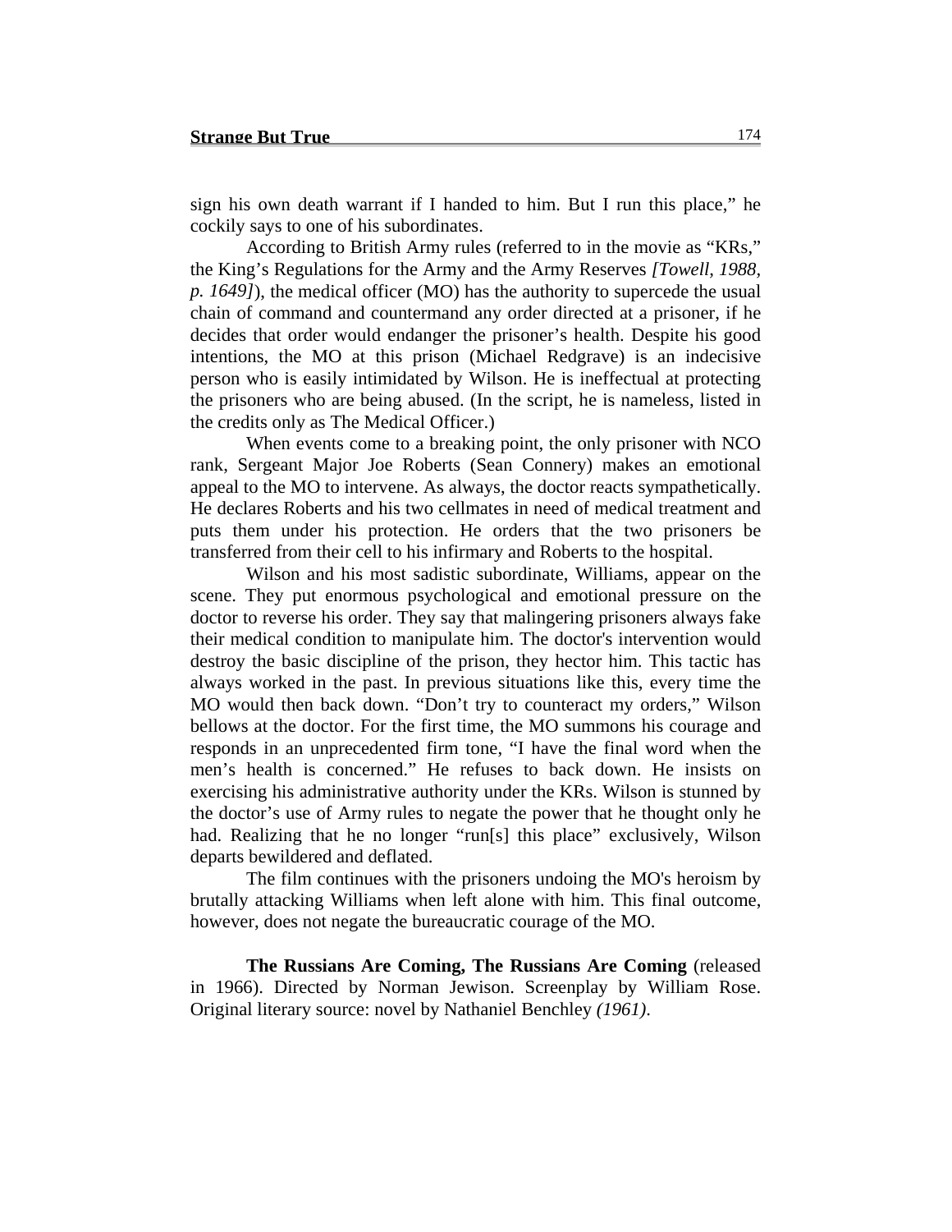sign his own death warrant if I handed to him. But I run this place," he cockily says to one of his subordinates.

According to British Army rules (referred to in the movie as "KRs," the King's Regulations for the Army and the Army Reserves *[Towell, 1988, p. 1649]*), the medical officer (MO) has the authority to supercede the usual chain of command and countermand any order directed at a prisoner, if he decides that order would endanger the prisoner's health. Despite his good intentions, the MO at this prison (Michael Redgrave) is an indecisive person who is easily intimidated by Wilson. He is ineffectual at protecting the prisoners who are being abused. (In the script, he is nameless, listed in the credits only as The Medical Officer.)

When events come to a breaking point, the only prisoner with NCO rank, Sergeant Major Joe Roberts (Sean Connery) makes an emotional appeal to the MO to intervene. As always, the doctor reacts sympathetically. He declares Roberts and his two cellmates in need of medical treatment and puts them under his protection. He orders that the two prisoners be transferred from their cell to his infirmary and Roberts to the hospital.

Wilson and his most sadistic subordinate, Williams, appear on the scene. They put enormous psychological and emotional pressure on the doctor to reverse his order. They say that malingering prisoners always fake their medical condition to manipulate him. The doctor's intervention would destroy the basic discipline of the prison, they hector him. This tactic has always worked in the past. In previous situations like this, every time the MO would then back down. "Don't try to counteract my orders," Wilson bellows at the doctor. For the first time, the MO summons his courage and responds in an unprecedented firm tone, "I have the final word when the men's health is concerned." He refuses to back down. He insists on exercising his administrative authority under the KRs. Wilson is stunned by the doctor's use of Army rules to negate the power that he thought only he had. Realizing that he no longer "run[s] this place" exclusively, Wilson departs bewildered and deflated.

The film continues with the prisoners undoing the MO's heroism by brutally attacking Williams when left alone with him. This final outcome, however, does not negate the bureaucratic courage of the MO.

**The Russians Are Coming, The Russians Are Coming** (released in 1966). Directed by Norman Jewison. Screenplay by William Rose. Original literary source: novel by Nathaniel Benchley *(1961)*.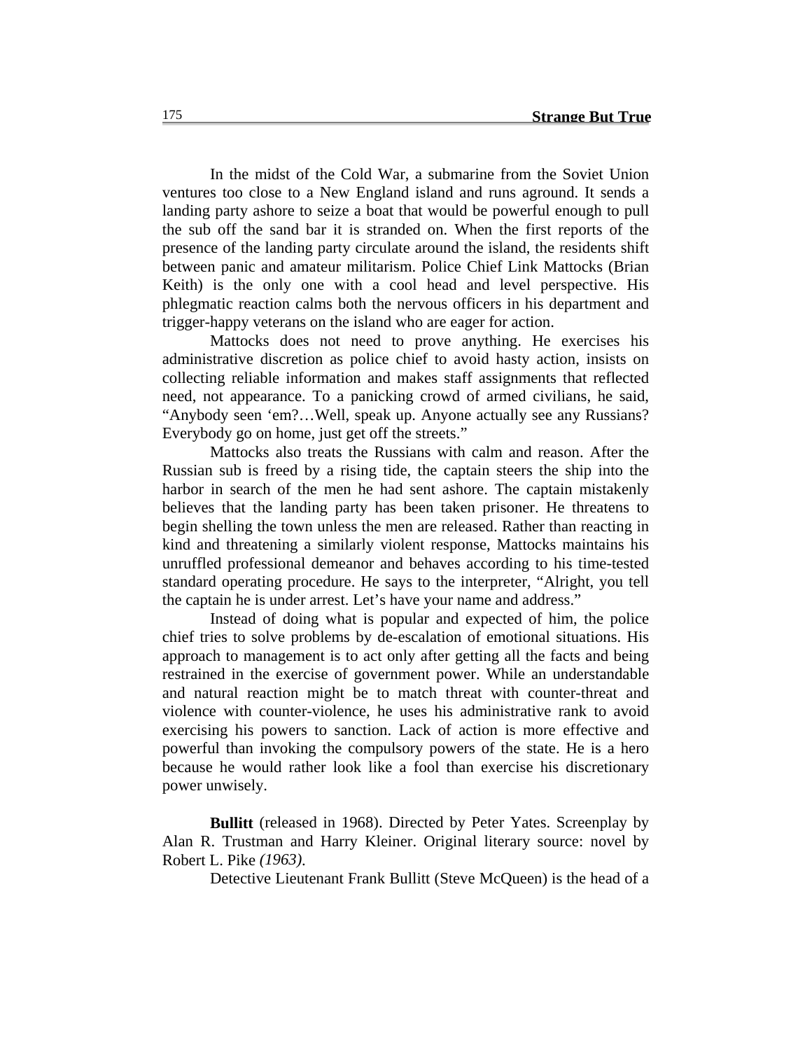In the midst of the Cold War, a submarine from the Soviet Union ventures too close to a New England island and runs aground. It sends a landing party ashore to seize a boat that would be powerful enough to pull the sub off the sand bar it is stranded on. When the first reports of the presence of the landing party circulate around the island, the residents shift between panic and amateur militarism. Police Chief Link Mattocks (Brian Keith) is the only one with a cool head and level perspective. His phlegmatic reaction calms both the nervous officers in his department and trigger-happy veterans on the island who are eager for action.

Mattocks does not need to prove anything. He exercises his administrative discretion as police chief to avoid hasty action, insists on collecting reliable information and makes staff assignments that reflected need, not appearance. To a panicking crowd of armed civilians, he said, "Anybody seen 'em?…Well, speak up. Anyone actually see any Russians? Everybody go on home, just get off the streets."

Mattocks also treats the Russians with calm and reason. After the Russian sub is freed by a rising tide, the captain steers the ship into the harbor in search of the men he had sent ashore. The captain mistakenly believes that the landing party has been taken prisoner. He threatens to begin shelling the town unless the men are released. Rather than reacting in kind and threatening a similarly violent response, Mattocks maintains his unruffled professional demeanor and behaves according to his time-tested standard operating procedure. He says to the interpreter, "Alright, you tell the captain he is under arrest. Let's have your name and address."

Instead of doing what is popular and expected of him, the police chief tries to solve problems by de-escalation of emotional situations. His approach to management is to act only after getting all the facts and being restrained in the exercise of government power. While an understandable and natural reaction might be to match threat with counter-threat and violence with counter-violence, he uses his administrative rank to avoid exercising his powers to sanction. Lack of action is more effective and powerful than invoking the compulsory powers of the state. He is a hero because he would rather look like a fool than exercise his discretionary power unwisely.

**Bullitt** (released in 1968). Directed by Peter Yates. Screenplay by Alan R. Trustman and Harry Kleiner. Original literary source: novel by Robert L. Pike *(1963)*.

Detective Lieutenant Frank Bullitt (Steve McQueen) is the head of a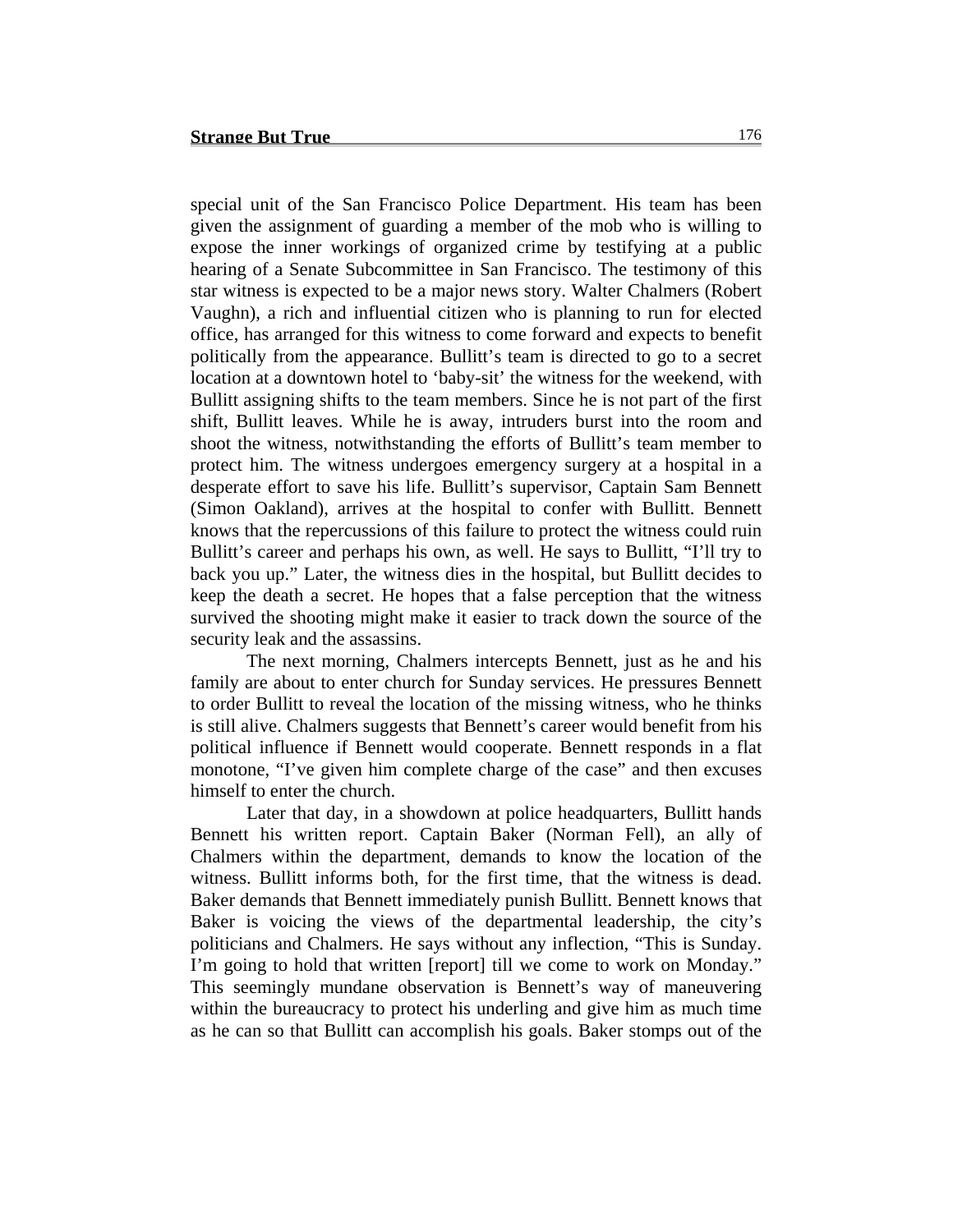special unit of the San Francisco Police Department. His team has been given the assignment of guarding a member of the mob who is willing to expose the inner workings of organized crime by testifying at a public hearing of a Senate Subcommittee in San Francisco. The testimony of this star witness is expected to be a major news story. Walter Chalmers (Robert Vaughn), a rich and influential citizen who is planning to run for elected office, has arranged for this witness to come forward and expects to benefit politically from the appearance. Bullitt's team is directed to go to a secret location at a downtown hotel to 'baby-sit' the witness for the weekend, with Bullitt assigning shifts to the team members. Since he is not part of the first shift, Bullitt leaves. While he is away, intruders burst into the room and shoot the witness, notwithstanding the efforts of Bullitt's team member to protect him. The witness undergoes emergency surgery at a hospital in a desperate effort to save his life. Bullitt's supervisor, Captain Sam Bennett (Simon Oakland), arrives at the hospital to confer with Bullitt. Bennett knows that the repercussions of this failure to protect the witness could ruin Bullitt's career and perhaps his own, as well. He says to Bullitt, "I'll try to back you up." Later, the witness dies in the hospital, but Bullitt decides to keep the death a secret. He hopes that a false perception that the witness survived the shooting might make it easier to track down the source of the security leak and the assassins.

The next morning, Chalmers intercepts Bennett, just as he and his family are about to enter church for Sunday services. He pressures Bennett to order Bullitt to reveal the location of the missing witness, who he thinks is still alive. Chalmers suggests that Bennett's career would benefit from his political influence if Bennett would cooperate. Bennett responds in a flat monotone, "I've given him complete charge of the case" and then excuses himself to enter the church.

Later that day, in a showdown at police headquarters, Bullitt hands Bennett his written report. Captain Baker (Norman Fell), an ally of Chalmers within the department, demands to know the location of the witness. Bullitt informs both, for the first time, that the witness is dead. Baker demands that Bennett immediately punish Bullitt. Bennett knows that Baker is voicing the views of the departmental leadership, the city's politicians and Chalmers. He says without any inflection, "This is Sunday. I'm going to hold that written [report] till we come to work on Monday." This seemingly mundane observation is Bennett's way of maneuvering within the bureaucracy to protect his underling and give him as much time as he can so that Bullitt can accomplish his goals. Baker stomps out of the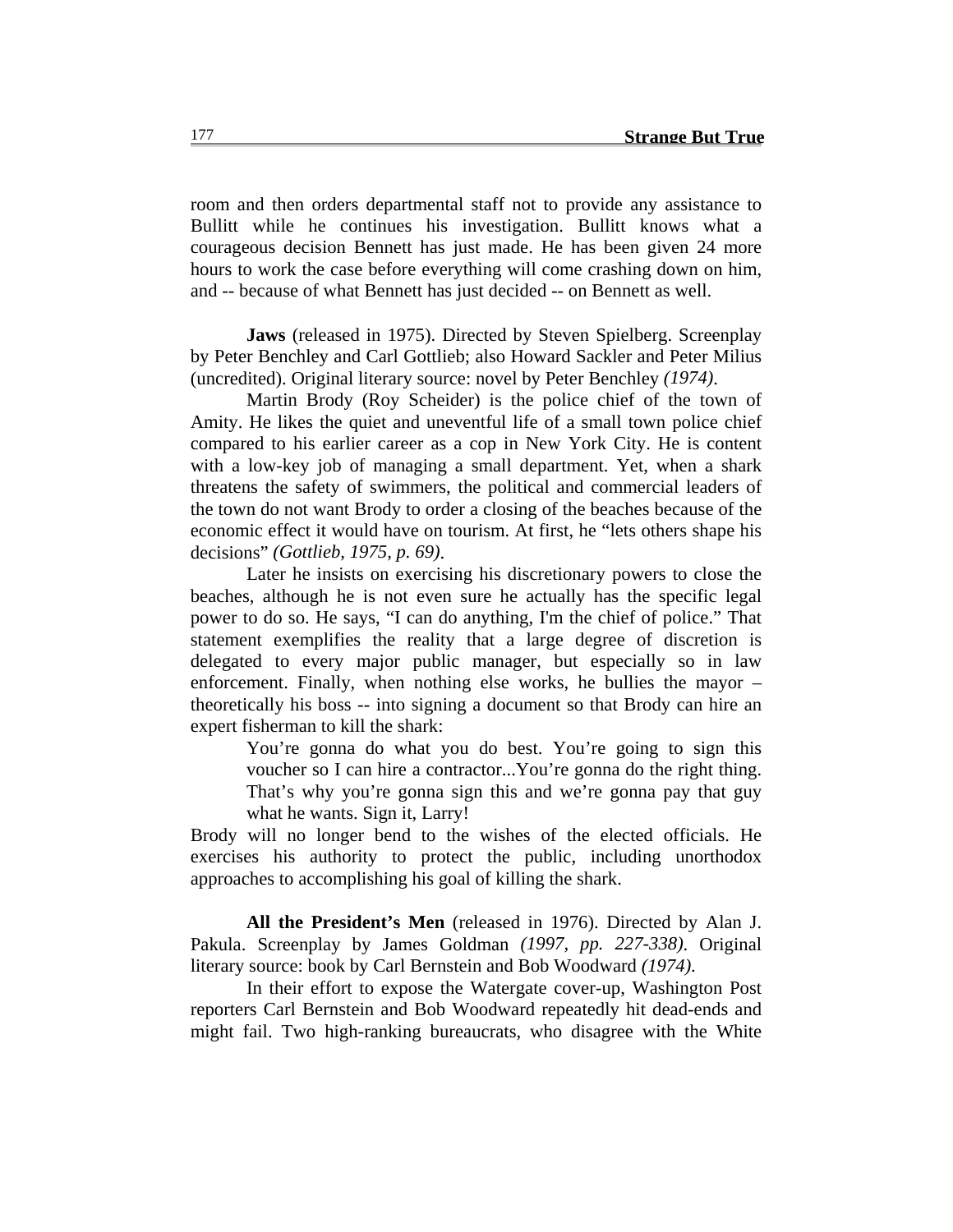room and then orders departmental staff not to provide any assistance to Bullitt while he continues his investigation. Bullitt knows what a courageous decision Bennett has just made. He has been given 24 more hours to work the case before everything will come crashing down on him, and -- because of what Bennett has just decided -- on Bennett as well.

**Jaws** (released in 1975). Directed by Steven Spielberg. Screenplay by Peter Benchley and Carl Gottlieb; also Howard Sackler and Peter Milius (uncredited). Original literary source: novel by Peter Benchley *(1974)*.

Martin Brody (Roy Scheider) is the police chief of the town of Amity. He likes the quiet and uneventful life of a small town police chief compared to his earlier career as a cop in New York City. He is content with a low-key job of managing a small department. Yet, when a shark threatens the safety of swimmers, the political and commercial leaders of the town do not want Brody to order a closing of the beaches because of the economic effect it would have on tourism. At first, he "lets others shape his decisions" *(Gottlieb, 1975, p. 69)*.

Later he insists on exercising his discretionary powers to close the beaches, although he is not even sure he actually has the specific legal power to do so. He says, "I can do anything, I'm the chief of police." That statement exemplifies the reality that a large degree of discretion is delegated to every major public manager, but especially so in law enforcement. Finally, when nothing else works, he bullies the mayor – theoretically his boss -- into signing a document so that Brody can hire an expert fisherman to kill the shark:

> You're gonna do what you do best. You're going to sign this voucher so I can hire a contractor...You're gonna do the right thing. That's why you're gonna sign this and we're gonna pay that guy what he wants. Sign it, Larry!

Brody will no longer bend to the wishes of the elected officials. He exercises his authority to protect the public, including unorthodox approaches to accomplishing his goal of killing the shark.

**All the President's Men** (released in 1976). Directed by Alan J. Pakula. Screenplay by James Goldman *(1997, pp. 227-338)*. Original literary source: book by Carl Bernstein and Bob Woodward *(1974).*

In their effort to expose the Watergate cover-up, Washington Post reporters Carl Bernstein and Bob Woodward repeatedly hit dead-ends and might fail. Two high-ranking bureaucrats, who disagree with the White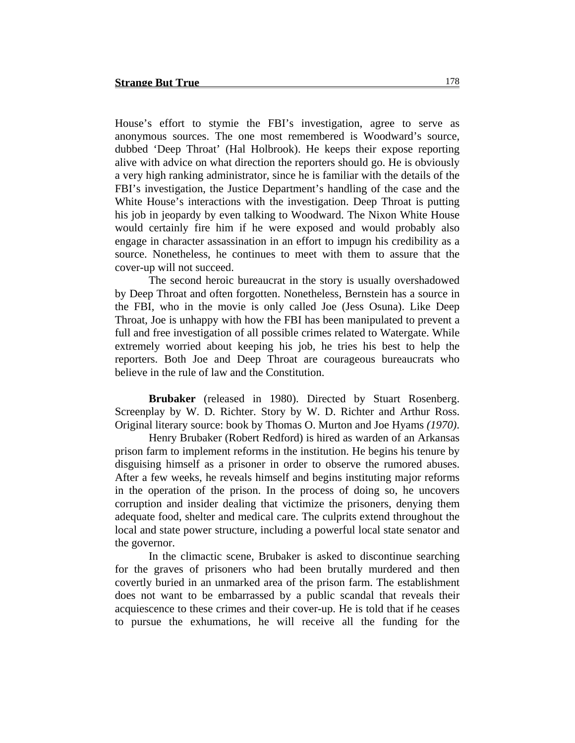House's effort to stymie the FBI's investigation, agree to serve as anonymous sources. The one most remembered is Woodward's source, dubbed 'Deep Throat' (Hal Holbrook). He keeps their expose reporting alive with advice on what direction the reporters should go. He is obviously a very high ranking administrator, since he is familiar with the details of the FBI's investigation, the Justice Department's handling of the case and the White House's interactions with the investigation. Deep Throat is putting his job in jeopardy by even talking to Woodward. The Nixon White House would certainly fire him if he were exposed and would probably also engage in character assassination in an effort to impugn his credibility as a source. Nonetheless, he continues to meet with them to assure that the cover-up will not succeed.

The second heroic bureaucrat in the story is usually overshadowed by Deep Throat and often forgotten. Nonetheless, Bernstein has a source in the FBI, who in the movie is only called Joe (Jess Osuna). Like Deep Throat, Joe is unhappy with how the FBI has been manipulated to prevent a full and free investigation of all possible crimes related to Watergate. While extremely worried about keeping his job, he tries his best to help the reporters. Both Joe and Deep Throat are courageous bureaucrats who believe in the rule of law and the Constitution.

**Brubaker** (released in 1980). Directed by Stuart Rosenberg. Screenplay by W. D. Richter. Story by W. D. Richter and Arthur Ross. Original literary source: book by Thomas O. Murton and Joe Hyams *(1970)*.

Henry Brubaker (Robert Redford) is hired as warden of an Arkansas prison farm to implement reforms in the institution. He begins his tenure by disguising himself as a prisoner in order to observe the rumored abuses. After a few weeks, he reveals himself and begins instituting major reforms in the operation of the prison. In the process of doing so, he uncovers corruption and insider dealing that victimize the prisoners, denying them adequate food, shelter and medical care. The culprits extend throughout the local and state power structure, including a powerful local state senator and the governor.

In the climactic scene, Brubaker is asked to discontinue searching for the graves of prisoners who had been brutally murdered and then covertly buried in an unmarked area of the prison farm. The establishment does not want to be embarrassed by a public scandal that reveals their acquiescence to these crimes and their cover-up. He is told that if he ceases to pursue the exhumations, he will receive all the funding for the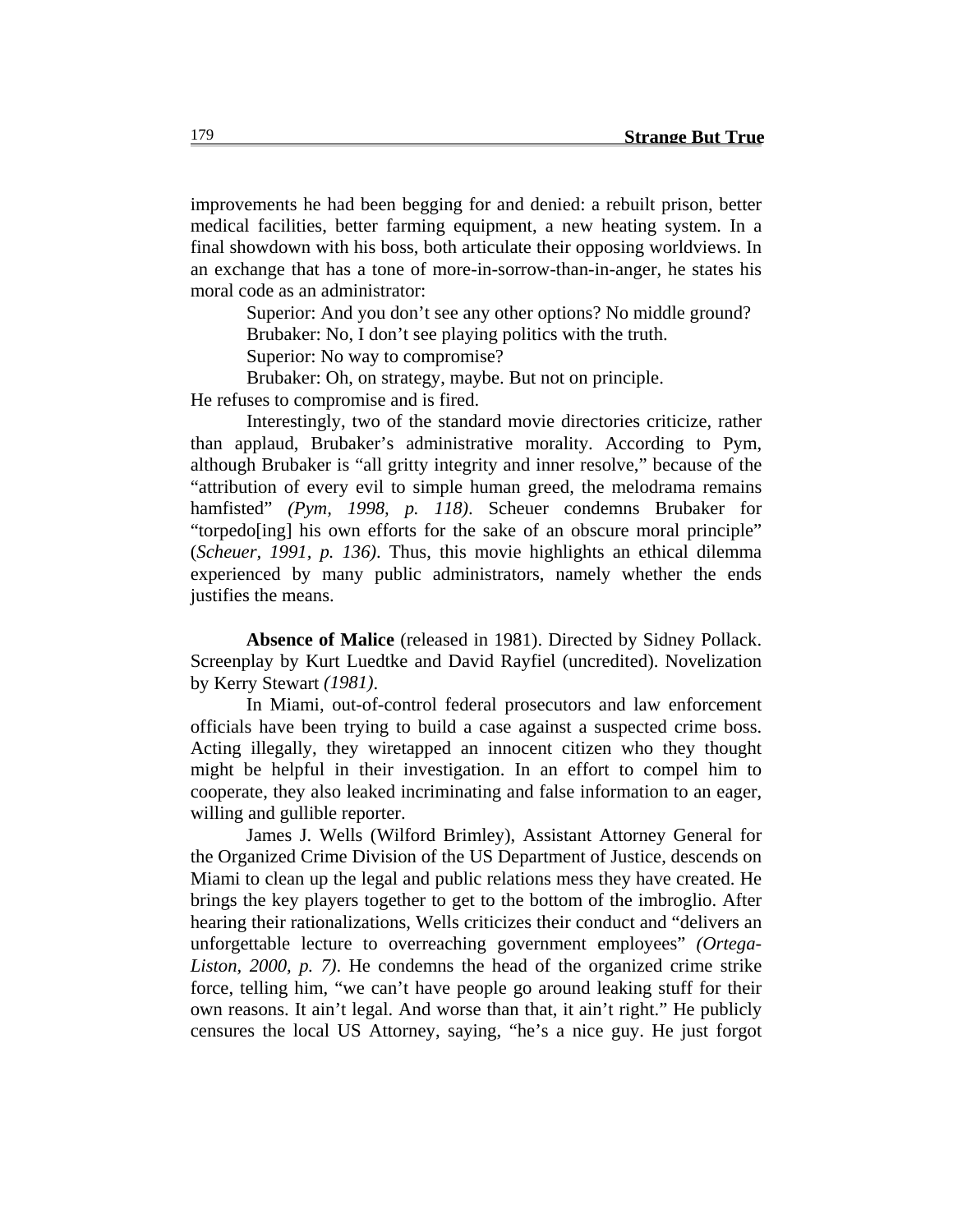improvements he had been begging for and denied: a rebuilt prison, better medical facilities, better farming equipment, a new heating system. In a final showdown with his boss, both articulate their opposing worldviews. In an exchange that has a tone of more-in-sorrow-than-in-anger, he states his moral code as an administrator:

> Superior: And you don't see any other options? No middle ground?
> Brubaker: No, I don't see playing politics with the truth.
> Superior: No way to compromise?
> Brubaker: Oh, on strategy, maybe. But not on principle.

He refuses to compromise and is fired.

Interestingly, two of the standard movie directories criticize, rather than applaud, Brubaker's administrative morality. According to Pym, although Brubaker is "all gritty integrity and inner resolve," because of the "attribution of every evil to simple human greed, the melodrama remains hamfisted" *(Pym, 1998, p. 118)*. Scheuer condemns Brubaker for "torpedo[ing] his own efforts for the sake of an obscure moral principle" (*Scheuer, 1991, p. 136)*. Thus, this movie highlights an ethical dilemma experienced by many public administrators, namely whether the ends justifies the means.

**Absence of Malice** (released in 1981). Directed by Sidney Pollack. Screenplay by Kurt Luedtke and David Rayfiel (uncredited). Novelization by Kerry Stewart *(1981)*.

In Miami, out-of-control federal prosecutors and law enforcement officials have been trying to build a case against a suspected crime boss. Acting illegally, they wiretapped an innocent citizen who they thought might be helpful in their investigation. In an effort to compel him to cooperate, they also leaked incriminating and false information to an eager, willing and gullible reporter.

James J. Wells (Wilford Brimley), Assistant Attorney General for the Organized Crime Division of the US Department of Justice, descends on Miami to clean up the legal and public relations mess they have created. He brings the key players together to get to the bottom of the imbroglio. After hearing their rationalizations, Wells criticizes their conduct and "delivers an unforgettable lecture to overreaching government employees" *(Ortega-Liston, 2000, p. 7)*. He condemns the head of the organized crime strike force, telling him, "we can't have people go around leaking stuff for their own reasons. It ain't legal. And worse than that, it ain't right." He publicly censures the local US Attorney, saying, "he's a nice guy. He just forgot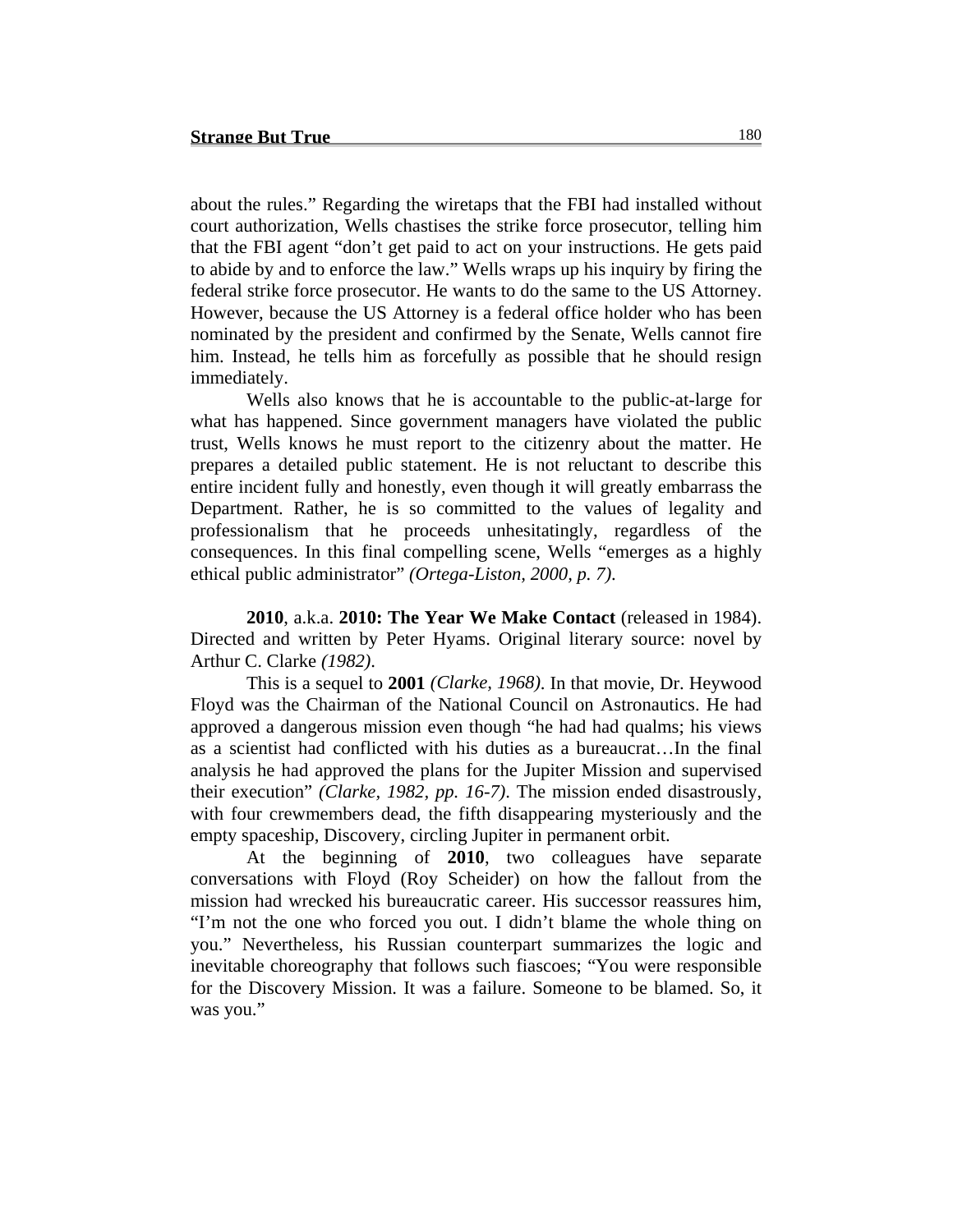about the rules." Regarding the wiretaps that the FBI had installed without court authorization, Wells chastises the strike force prosecutor, telling him that the FBI agent "don't get paid to act on your instructions. He gets paid to abide by and to enforce the law." Wells wraps up his inquiry by firing the federal strike force prosecutor. He wants to do the same to the US Attorney. However, because the US Attorney is a federal office holder who has been nominated by the president and confirmed by the Senate, Wells cannot fire him. Instead, he tells him as forcefully as possible that he should resign immediately.

Wells also knows that he is accountable to the public-at-large for what has happened. Since government managers have violated the public trust, Wells knows he must report to the citizenry about the matter. He prepares a detailed public statement. He is not reluctant to describe this entire incident fully and honestly, even though it will greatly embarrass the Department. Rather, he is so committed to the values of legality and professionalism that he proceeds unhesitatingly, regardless of the consequences. In this final compelling scene, Wells "emerges as a highly ethical public administrator" *(Ortega-Liston, 2000, p. 7)*.

**2010**, a.k.a. **2010: The Year We Make Contact** (released in 1984). Directed and written by Peter Hyams. Original literary source: novel by Arthur C. Clarke *(1982)*.

This is a sequel to **2001** *(Clarke, 1968)*. In that movie, Dr. Heywood Floyd was the Chairman of the National Council on Astronautics. He had approved a dangerous mission even though "he had had qualms; his views as a scientist had conflicted with his duties as a bureaucrat…In the final analysis he had approved the plans for the Jupiter Mission and supervised their execution" *(Clarke, 1982, pp. 16-7)*. The mission ended disastrously, with four crewmembers dead, the fifth disappearing mysteriously and the empty spaceship, Discovery, circling Jupiter in permanent orbit.

At the beginning of **2010**, two colleagues have separate conversations with Floyd (Roy Scheider) on how the fallout from the mission had wrecked his bureaucratic career. His successor reassures him, "I'm not the one who forced you out. I didn't blame the whole thing on you." Nevertheless, his Russian counterpart summarizes the logic and inevitable choreography that follows such fiascoes; "You were responsible for the Discovery Mission. It was a failure. Someone to be blamed. So, it was you."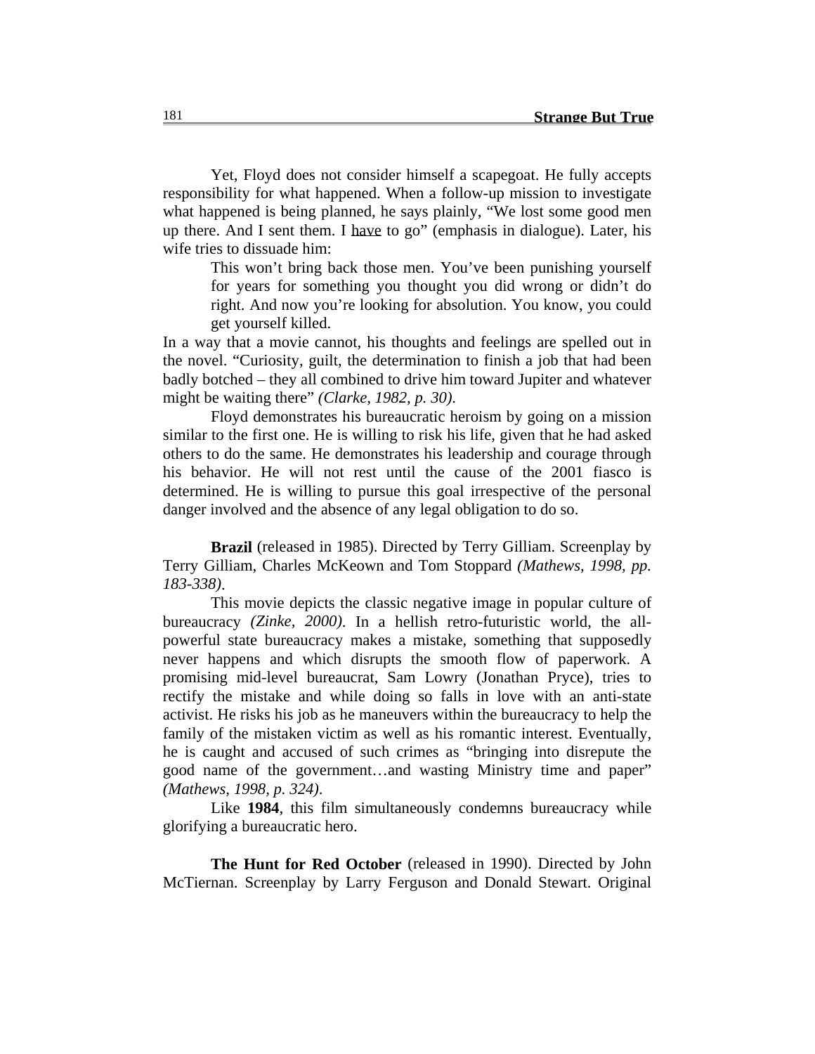Yet, Floyd does not consider himself a scapegoat. He fully accepts responsibility for what happened. When a follow-up mission to investigate what happened is being planned, he says plainly, "We lost some good men up there. And I sent them. I <u>have</u> to go" (emphasis in dialogue). Later, his wife tries to dissuade him:

> This won't bring back those men. You've been punishing yourself for years for something you thought you did wrong or didn't do right. And now you're looking for absolution. You know, you could get yourself killed.

In a way that a movie cannot, his thoughts and feelings are spelled out in the novel. "Curiosity, guilt, the determination to finish a job that had been badly botched – they all combined to drive him toward Jupiter and whatever might be waiting there" *(Clarke, 1982, p. 30)*.

Floyd demonstrates his bureaucratic heroism by going on a mission similar to the first one. He is willing to risk his life, given that he had asked others to do the same. He demonstrates his leadership and courage through his behavior. He will not rest until the cause of the 2001 fiasco is determined. He is willing to pursue this goal irrespective of the personal danger involved and the absence of any legal obligation to do so.

**Brazil** (released in 1985). Directed by Terry Gilliam. Screenplay by Terry Gilliam, Charles McKeown and Tom Stoppard *(Mathews, 1998, pp. 183-338)*.

This movie depicts the classic negative image in popular culture of bureaucracy *(Zinke, 2000)*. In a hellish retro-futuristic world, the all-powerful state bureaucracy makes a mistake, something that supposedly never happens and which disrupts the smooth flow of paperwork. A promising mid-level bureaucrat, Sam Lowry (Jonathan Pryce), tries to rectify the mistake and while doing so falls in love with an anti-state activist. He risks his job as he maneuvers within the bureaucracy to help the family of the mistaken victim as well as his romantic interest. Eventually, he is caught and accused of such crimes as "bringing into disrepute the good name of the government…and wasting Ministry time and paper" *(Mathews, 1998, p. 324)*.

Like **1984**, this film simultaneously condemns bureaucracy while glorifying a bureaucratic hero.

**The Hunt for Red October** (released in 1990). Directed by John McTiernan. Screenplay by Larry Ferguson and Donald Stewart. Original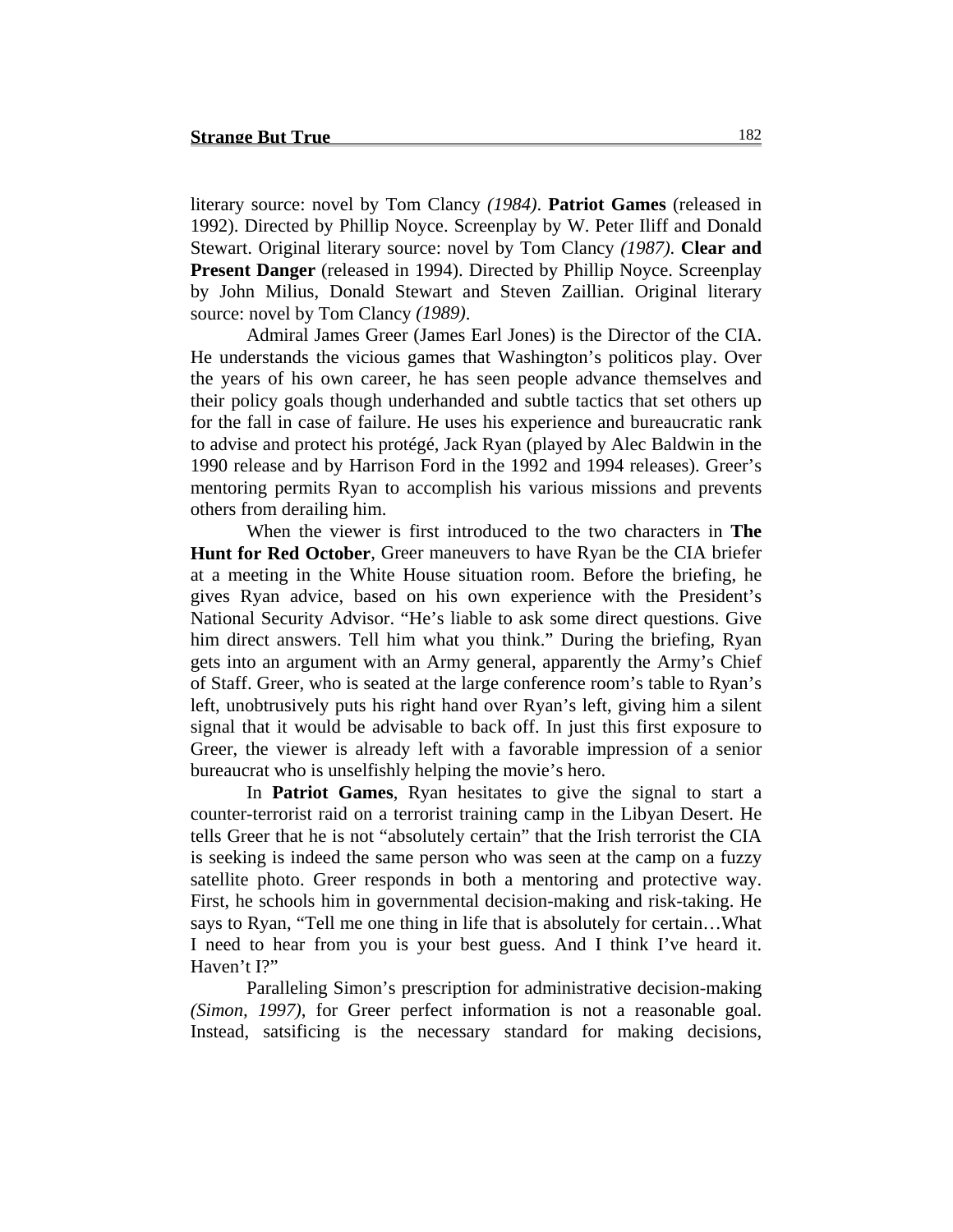literary source: novel by Tom Clancy *(1984)*. **Patriot Games** (released in 1992). Directed by Phillip Noyce. Screenplay by W. Peter Iliff and Donald Stewart. Original literary source: novel by Tom Clancy *(1987)*. **Clear and Present Danger** (released in 1994). Directed by Phillip Noyce. Screenplay by John Milius, Donald Stewart and Steven Zaillian. Original literary source: novel by Tom Clancy *(1989)*.

Admiral James Greer (James Earl Jones) is the Director of the CIA. He understands the vicious games that Washington's politicos play. Over the years of his own career, he has seen people advance themselves and their policy goals though underhanded and subtle tactics that set others up for the fall in case of failure. He uses his experience and bureaucratic rank to advise and protect his protégé, Jack Ryan (played by Alec Baldwin in the 1990 release and by Harrison Ford in the 1992 and 1994 releases). Greer's mentoring permits Ryan to accomplish his various missions and prevents others from derailing him.

When the viewer is first introduced to the two characters in **The Hunt for Red October**, Greer maneuvers to have Ryan be the CIA briefer at a meeting in the White House situation room. Before the briefing, he gives Ryan advice, based on his own experience with the President's National Security Advisor. "He's liable to ask some direct questions. Give him direct answers. Tell him what you think." During the briefing, Ryan gets into an argument with an Army general, apparently the Army's Chief of Staff. Greer, who is seated at the large conference room's table to Ryan's left, unobtrusively puts his right hand over Ryan's left, giving him a silent signal that it would be advisable to back off. In just this first exposure to Greer, the viewer is already left with a favorable impression of a senior bureaucrat who is unselfishly helping the movie's hero.

In **Patriot Games**, Ryan hesitates to give the signal to start a counter-terrorist raid on a terrorist training camp in the Libyan Desert. He tells Greer that he is not "absolutely certain" that the Irish terrorist the CIA is seeking is indeed the same person who was seen at the camp on a fuzzy satellite photo. Greer responds in both a mentoring and protective way. First, he schools him in governmental decision-making and risk-taking. He says to Ryan, "Tell me one thing in life that is absolutely for certain…What I need to hear from you is your best guess. And I think I've heard it. Haven't I?"

Paralleling Simon's prescription for administrative decision-making *(Simon, 1997)*, for Greer perfect information is not a reasonable goal. Instead, satsificing is the necessary standard for making decisions,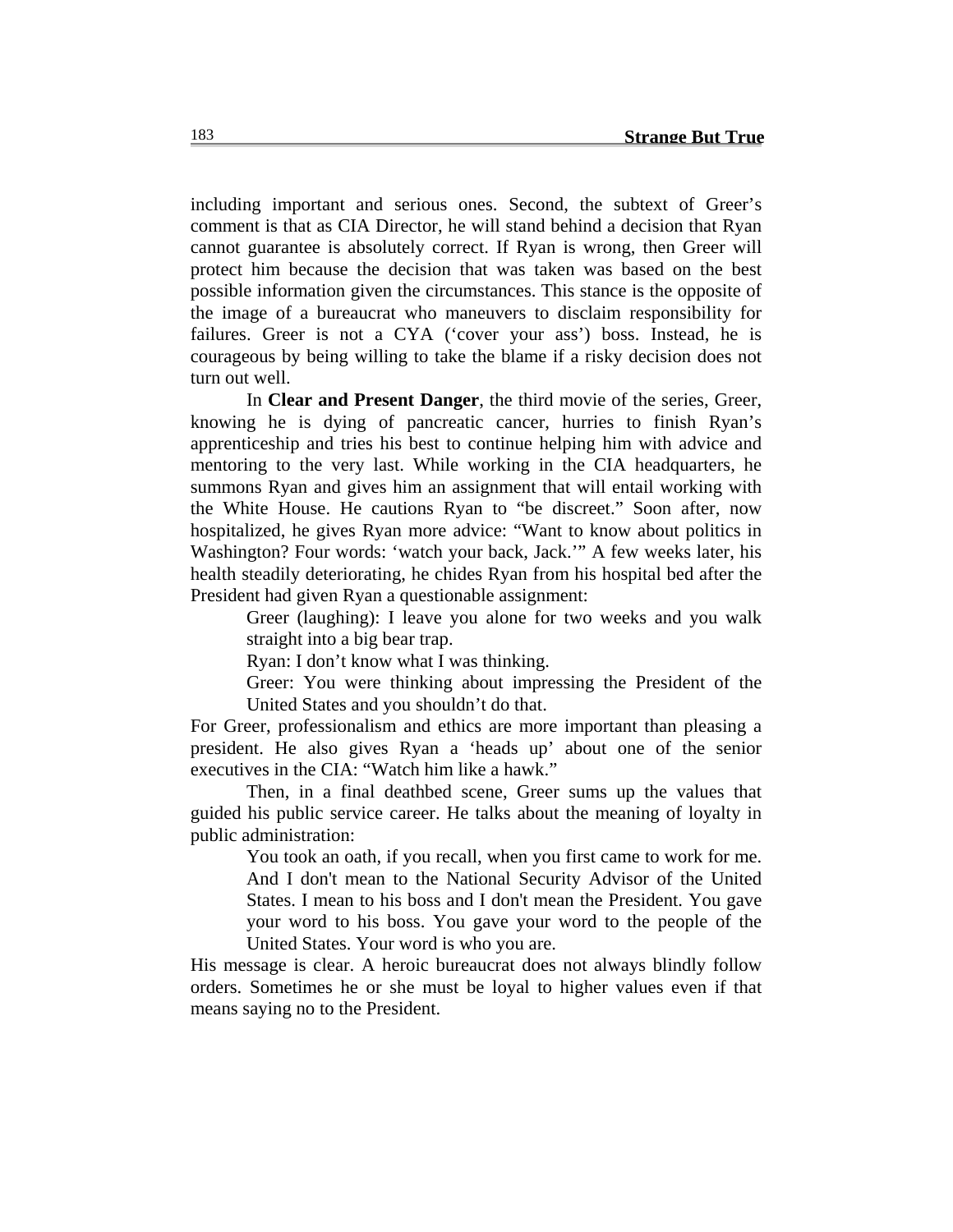including important and serious ones. Second, the subtext of Greer's comment is that as CIA Director, he will stand behind a decision that Ryan cannot guarantee is absolutely correct. If Ryan is wrong, then Greer will protect him because the decision that was taken was based on the best possible information given the circumstances. This stance is the opposite of the image of a bureaucrat who maneuvers to disclaim responsibility for failures. Greer is not a CYA ('cover your ass') boss. Instead, he is courageous by being willing to take the blame if a risky decision does not turn out well.

In **Clear and Present Danger**, the third movie of the series, Greer, knowing he is dying of pancreatic cancer, hurries to finish Ryan's apprenticeship and tries his best to continue helping him with advice and mentoring to the very last. While working in the CIA headquarters, he summons Ryan and gives him an assignment that will entail working with the White House. He cautions Ryan to "be discreet." Soon after, now hospitalized, he gives Ryan more advice: "Want to know about politics in Washington? Four words: 'watch your back, Jack.'" A few weeks later, his health steadily deteriorating, he chides Ryan from his hospital bed after the President had given Ryan a questionable assignment:

> Greer (laughing): I leave you alone for two weeks and you walk straight into a big bear trap.
>
> Ryan: I don't know what I was thinking.
>
> Greer: You were thinking about impressing the President of the United States and you shouldn't do that.

For Greer, professionalism and ethics are more important than pleasing a president. He also gives Ryan a 'heads up' about one of the senior executives in the CIA: "Watch him like a hawk."

Then, in a final deathbed scene, Greer sums up the values that guided his public service career. He talks about the meaning of loyalty in public administration:

> You took an oath, if you recall, when you first came to work for me. And I don't mean to the National Security Advisor of the United States. I mean to his boss and I don't mean the President. You gave your word to his boss. You gave your word to the people of the United States. Your word is who you are.

His message is clear. A heroic bureaucrat does not always blindly follow orders. Sometimes he or she must be loyal to higher values even if that means saying no to the President.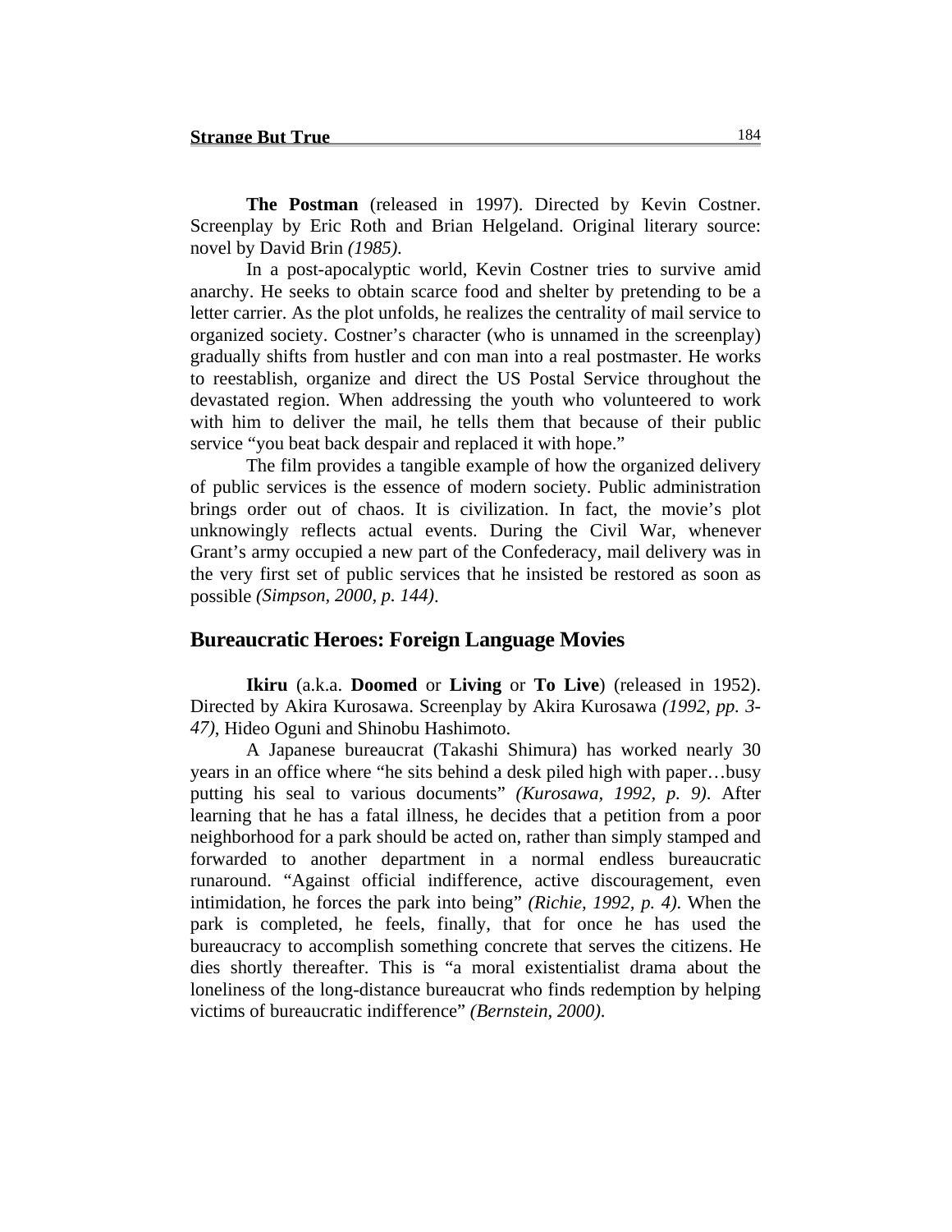**The Postman** (released in 1997). Directed by Kevin Costner. Screenplay by Eric Roth and Brian Helgeland. Original literary source: novel by David Brin *(1985)*.

In a post-apocalyptic world, Kevin Costner tries to survive amid anarchy. He seeks to obtain scarce food and shelter by pretending to be a letter carrier. As the plot unfolds, he realizes the centrality of mail service to organized society. Costner's character (who is unnamed in the screenplay) gradually shifts from hustler and con man into a real postmaster. He works to reestablish, organize and direct the US Postal Service throughout the devastated region. When addressing the youth who volunteered to work with him to deliver the mail, he tells them that because of their public service "you beat back despair and replaced it with hope."

The film provides a tangible example of how the organized delivery of public services is the essence of modern society. Public administration brings order out of chaos. It is civilization. In fact, the movie's plot unknowingly reflects actual events. During the Civil War, whenever Grant's army occupied a new part of the Confederacy, mail delivery was in the very first set of public services that he insisted be restored as soon as possible *(Simpson, 2000, p. 144)*.

## Bureaucratic Heroes: Foreign Language Movies

**Ikiru** (a.k.a. **Doomed** or **Living** or **To Live**) (released in 1952). Directed by Akira Kurosawa. Screenplay by Akira Kurosawa *(1992, pp. 3-47)*, Hideo Oguni and Shinobu Hashimoto.

A Japanese bureaucrat (Takashi Shimura) has worked nearly 30 years in an office where "he sits behind a desk piled high with paper…busy putting his seal to various documents" *(Kurosawa, 1992, p. 9)*. After learning that he has a fatal illness, he decides that a petition from a poor neighborhood for a park should be acted on, rather than simply stamped and forwarded to another department in a normal endless bureaucratic runaround. "Against official indifference, active discouragement, even intimidation, he forces the park into being" *(Richie, 1992, p. 4)*. When the park is completed, he feels, finally, that for once he has used the bureaucracy to accomplish something concrete that serves the citizens. He dies shortly thereafter. This is "a moral existentialist drama about the loneliness of the long-distance bureaucrat who finds redemption by helping victims of bureaucratic indifference" *(Bernstein, 2000)*.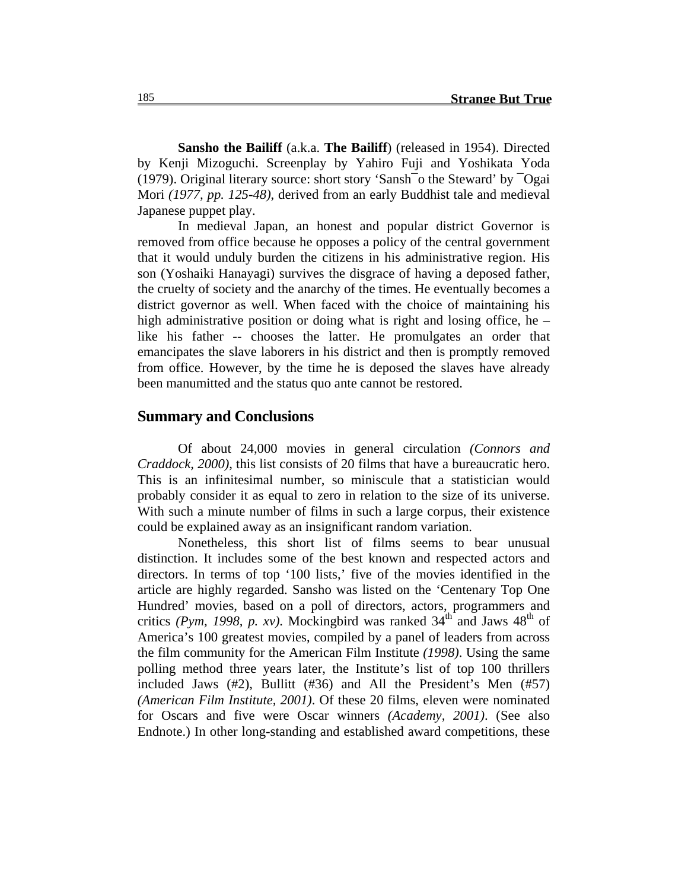**Sansho the Bailiff** (a.k.a. **The Bailiff**) (released in 1954). Directed by Kenji Mizoguchi. Screenplay by Yahiro Fuji and Yoshikata Yoda (1979). Original literary source: short story 'Sansh¯o the Steward' by ¯Ogai Mori *(1977, pp. 125-48)*, derived from an early Buddhist tale and medieval Japanese puppet play.

In medieval Japan, an honest and popular district Governor is removed from office because he opposes a policy of the central government that it would unduly burden the citizens in his administrative region. His son (Yoshaiki Hanayagi) survives the disgrace of having a deposed father, the cruelty of society and the anarchy of the times. He eventually becomes a district governor as well. When faced with the choice of maintaining his high administrative position or doing what is right and losing office, he – like his father -- chooses the latter. He promulgates an order that emancipates the slave laborers in his district and then is promptly removed from office. However, by the time he is deposed the slaves have already been manumitted and the status quo ante cannot be restored.

## Summary and Conclusions

Of about 24,000 movies in general circulation *(Connors and Craddock, 2000)*, this list consists of 20 films that have a bureaucratic hero. This is an infinitesimal number, so miniscule that a statistician would probably consider it as equal to zero in relation to the size of its universe. With such a minute number of films in such a large corpus, their existence could be explained away as an insignificant random variation.

Nonetheless, this short list of films seems to bear unusual distinction. It includes some of the best known and respected actors and directors. In terms of top '100 lists,' five of the movies identified in the article are highly regarded. Sansho was listed on the 'Centenary Top One Hundred' movies, based on a poll of directors, actors, programmers and critics *(Pym, 1998, p. xv)*. Mockingbird was ranked 34th and Jaws 48th of America's 100 greatest movies, compiled by a panel of leaders from across the film community for the American Film Institute *(1998)*. Using the same polling method three years later, the Institute's list of top 100 thrillers included Jaws (#2), Bullitt (#36) and All the President's Men (#57) *(American Film Institute, 2001)*. Of these 20 films, eleven were nominated for Oscars and five were Oscar winners *(Academy, 2001)*. (See also Endnote.) In other long-standing and established award competitions, these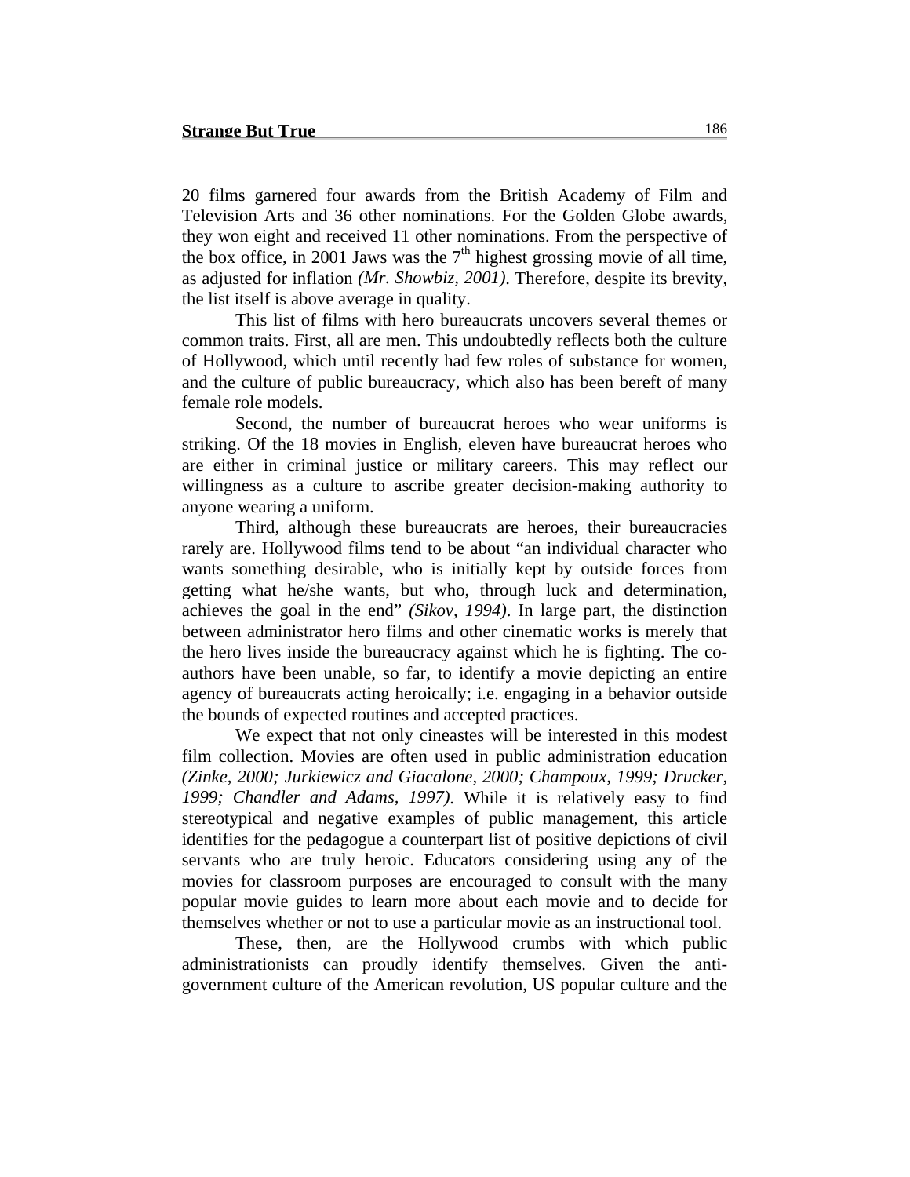20 films garnered four awards from the British Academy of Film and Television Arts and 36 other nominations. For the Golden Globe awards, they won eight and received 11 other nominations. From the perspective of the box office, in 2001 Jaws was the 7th highest grossing movie of all time, as adjusted for inflation *(Mr. Showbiz, 2001)*. Therefore, despite its brevity, the list itself is above average in quality.

This list of films with hero bureaucrats uncovers several themes or common traits. First, all are men. This undoubtedly reflects both the culture of Hollywood, which until recently had few roles of substance for women, and the culture of public bureaucracy, which also has been bereft of many female role models.

Second, the number of bureaucrat heroes who wear uniforms is striking. Of the 18 movies in English, eleven have bureaucrat heroes who are either in criminal justice or military careers. This may reflect our willingness as a culture to ascribe greater decision-making authority to anyone wearing a uniform.

Third, although these bureaucrats are heroes, their bureaucracies rarely are. Hollywood films tend to be about "an individual character who wants something desirable, who is initially kept by outside forces from getting what he/she wants, but who, through luck and determination, achieves the goal in the end" *(Sikov, 1994)*. In large part, the distinction between administrator hero films and other cinematic works is merely that the hero lives inside the bureaucracy against which he is fighting. The co-authors have been unable, so far, to identify a movie depicting an entire agency of bureaucrats acting heroically; i.e. engaging in a behavior outside the bounds of expected routines and accepted practices.

We expect that not only cineastes will be interested in this modest film collection. Movies are often used in public administration education *(Zinke, 2000; Jurkiewicz and Giacalone, 2000; Champoux, 1999; Drucker, 1999; Chandler and Adams, 1997)*. While it is relatively easy to find stereotypical and negative examples of public management, this article identifies for the pedagogue a counterpart list of positive depictions of civil servants who are truly heroic. Educators considering using any of the movies for classroom purposes are encouraged to consult with the many popular movie guides to learn more about each movie and to decide for themselves whether or not to use a particular movie as an instructional tool.

These, then, are the Hollywood crumbs with which public administrationists can proudly identify themselves. Given the anti-government culture of the American revolution, US popular culture and the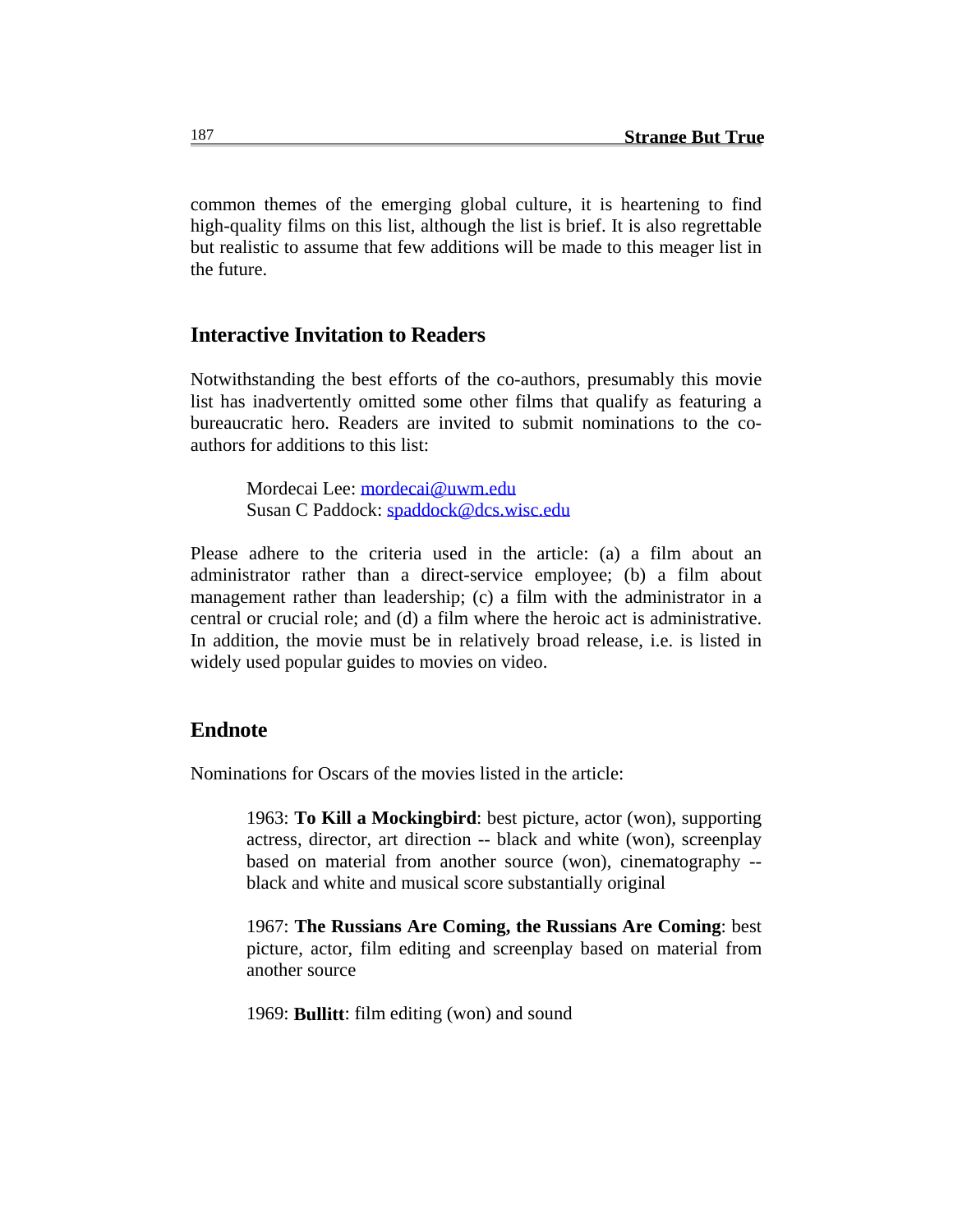common themes of the emerging global culture, it is heartening to find high-quality films on this list, although the list is brief. It is also regrettable but realistic to assume that few additions will be made to this meager list in the future.

## Interactive Invitation to Readers

Notwithstanding the best efforts of the co-authors, presumably this movie list has inadvertently omitted some other films that qualify as featuring a bureaucratic hero. Readers are invited to submit nominations to the co-authors for additions to this list:

> Mordecai Lee: [mordecai@uwm.edu](mailto:mordecai@uwm.edu)
> Susan C Paddock: [spaddock@dcs.wisc.edu](mailto:spaddock@dcs.wisc.edu)

Please adhere to the criteria used in the article: (a) a film about an administrator rather than a direct-service employee; (b) a film about management rather than leadership; (c) a film with the administrator in a central or crucial role; and (d) a film where the heroic act is administrative. In addition, the movie must be in relatively broad release, i.e. is listed in widely used popular guides to movies on video.

## Endnote

Nominations for Oscars of the movies listed in the article:

> 1963: **To Kill a Mockingbird**: best picture, actor (won), supporting actress, director, art direction -- black and white (won), screenplay based on material from another source (won), cinematography -- black and white and musical score substantially original
>
> 1967: **The Russians Are Coming, the Russians Are Coming**: best picture, actor, film editing and screenplay based on material from another source
>
> 1969: **Bullitt**: film editing (won) and sound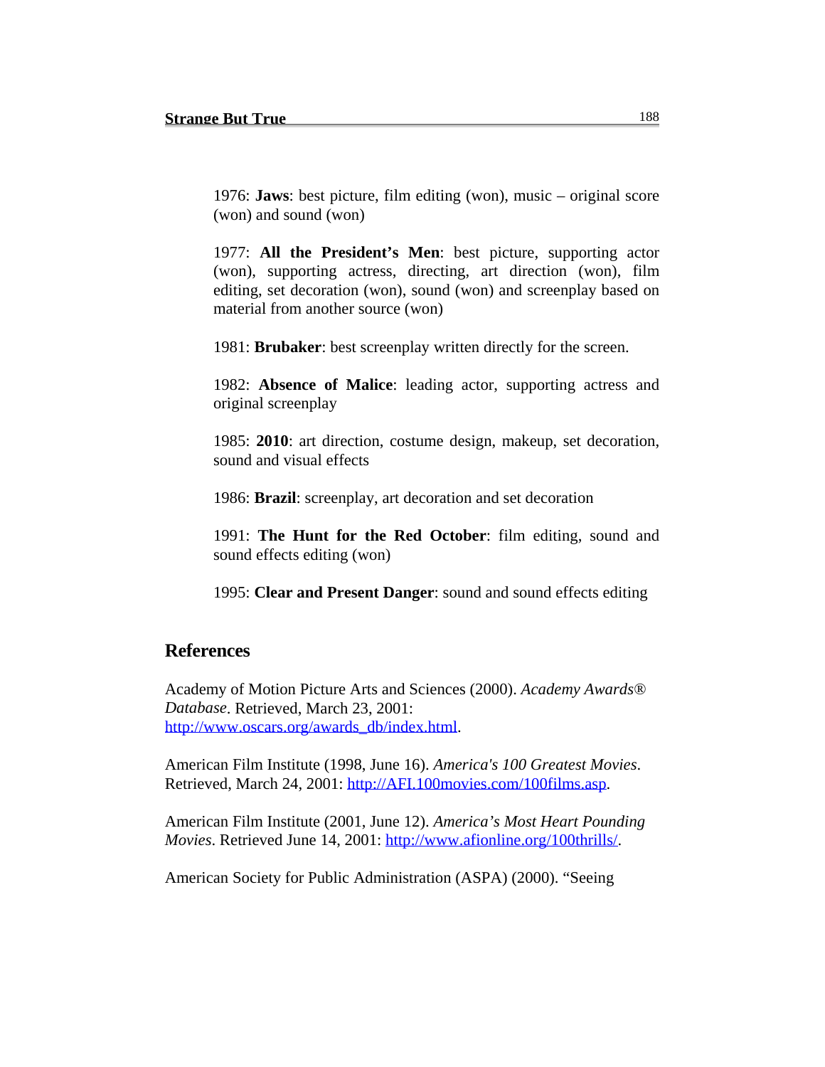1976: **Jaws**: best picture, film editing (won), music – original score (won) and sound (won)

1977: **All the President's Men**: best picture, supporting actor (won), supporting actress, directing, art direction (won), film editing, set decoration (won), sound (won) and screenplay based on material from another source (won)

1981: **Brubaker**: best screenplay written directly for the screen.

1982: **Absence of Malice**: leading actor, supporting actress and original screenplay

1985: **2010**: art direction, costume design, makeup, set decoration, sound and visual effects

1986: **Brazil**: screenplay, art decoration and set decoration

1991: **The Hunt for the Red October**: film editing, sound and sound effects editing (won)

1995: **Clear and Present Danger**: sound and sound effects editing

## References

Academy of Motion Picture Arts and Sciences (2000). *Academy Awards® Database*. Retrieved, March 23, 2001: http://www.oscars.org/awards_db/index.html.

American Film Institute (1998, June 16). *America's 100 Greatest Movies*. Retrieved, March 24, 2001: http://AFI.100movies.com/100films.asp.

American Film Institute (2001, June 12). *America's Most Heart Pounding Movies*. Retrieved June 14, 2001: http://www.afionline.org/100thrills/.

American Society for Public Administration (ASPA) (2000). "Seeing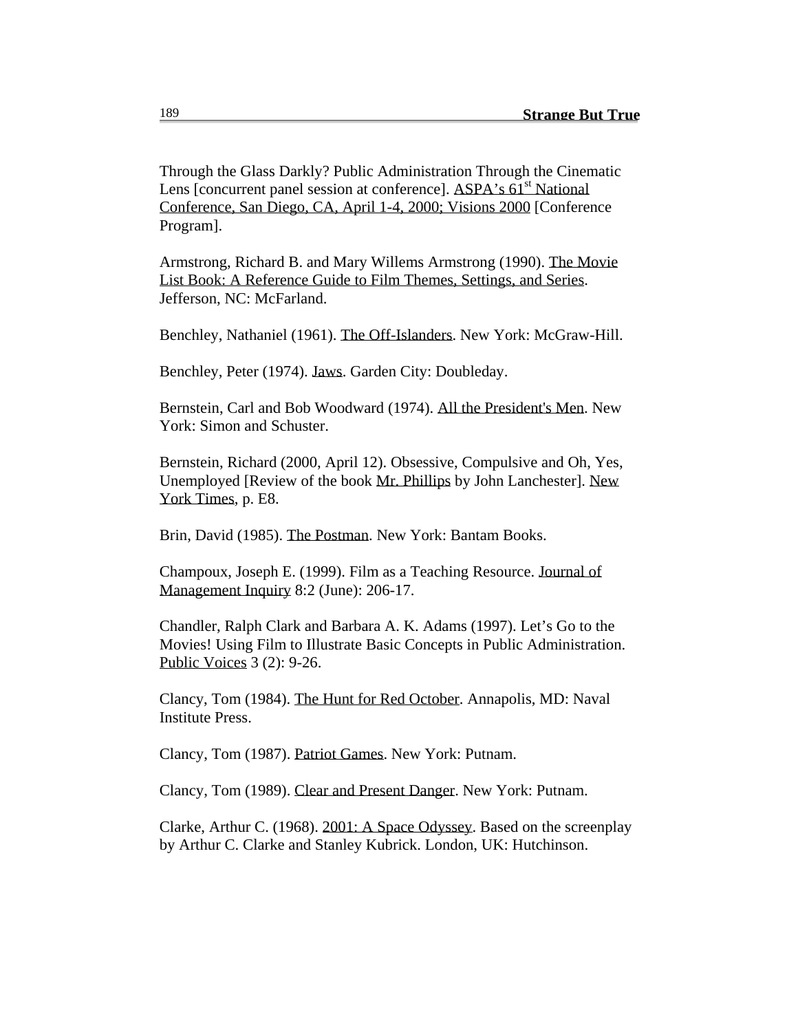Through the Glass Darkly? Public Administration Through the Cinematic Lens [concurrent panel session at conference]. ASPA's 61st National Conference, San Diego, CA, April 1-4, 2000; Visions 2000 [Conference Program].

Armstrong, Richard B. and Mary Willems Armstrong (1990). The Movie List Book: A Reference Guide to Film Themes, Settings, and Series. Jefferson, NC: McFarland.

Benchley, Nathaniel (1961). The Off-Islanders. New York: McGraw-Hill.

Benchley, Peter (1974). Jaws. Garden City: Doubleday.

Bernstein, Carl and Bob Woodward (1974). All the President's Men. New York: Simon and Schuster.

Bernstein, Richard (2000, April 12). Obsessive, Compulsive and Oh, Yes, Unemployed [Review of the book Mr. Phillips by John Lanchester]. New York Times, p. E8.

Brin, David (1985). The Postman. New York: Bantam Books.

Champoux, Joseph E. (1999). Film as a Teaching Resource. Journal of Management Inquiry 8:2 (June): 206-17.

Chandler, Ralph Clark and Barbara A. K. Adams (1997). Let's Go to the Movies! Using Film to Illustrate Basic Concepts in Public Administration. Public Voices 3 (2): 9-26.

Clancy, Tom (1984). The Hunt for Red October. Annapolis, MD: Naval Institute Press.

Clancy, Tom (1987). Patriot Games. New York: Putnam.

Clancy, Tom (1989). Clear and Present Danger. New York: Putnam.

Clarke, Arthur C. (1968). 2001: A Space Odyssey. Based on the screenplay by Arthur C. Clarke and Stanley Kubrick. London, UK: Hutchinson.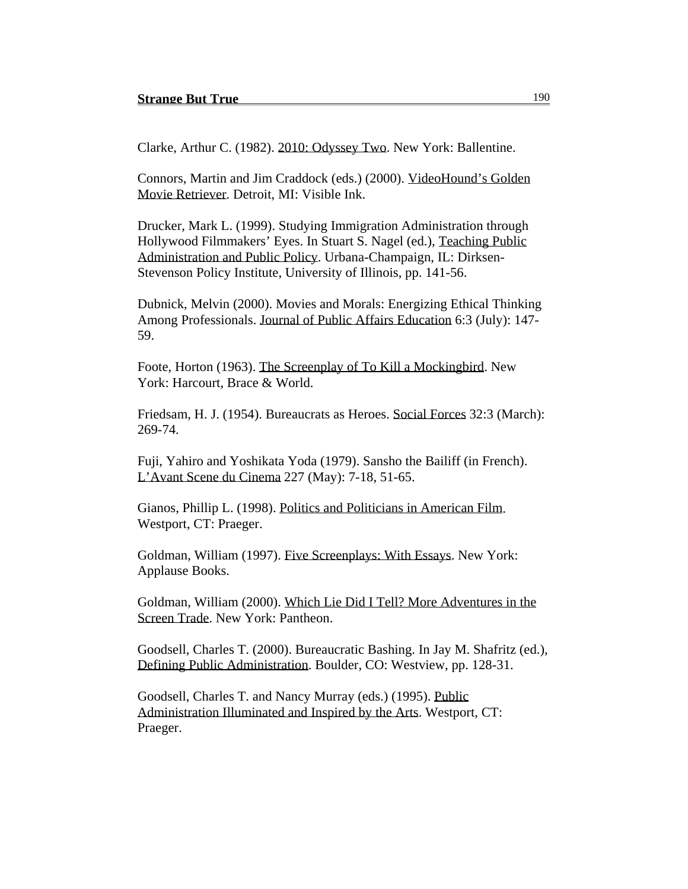Clarke, Arthur C. (1982). 2010: Odyssey Two. New York: Ballentine.

Connors, Martin and Jim Craddock (eds.) (2000). VideoHound's Golden Movie Retriever. Detroit, MI: Visible Ink.

Drucker, Mark L. (1999). Studying Immigration Administration through Hollywood Filmmakers' Eyes. In Stuart S. Nagel (ed.), Teaching Public Administration and Public Policy. Urbana-Champaign, IL: Dirksen-Stevenson Policy Institute, University of Illinois, pp. 141-56.

Dubnick, Melvin (2000). Movies and Morals: Energizing Ethical Thinking Among Professionals. Journal of Public Affairs Education 6:3 (July): 147-59.

Foote, Horton (1963). The Screenplay of To Kill a Mockingbird. New York: Harcourt, Brace & World.

Friedsam, H. J. (1954). Bureaucrats as Heroes. Social Forces 32:3 (March): 269-74.

Fuji, Yahiro and Yoshikata Yoda (1979). Sansho the Bailiff (in French). L'Avant Scene du Cinema 227 (May): 7-18, 51-65.

Gianos, Phillip L. (1998). Politics and Politicians in American Film. Westport, CT: Praeger.

Goldman, William (1997). Five Screenplays: With Essays. New York: Applause Books.

Goldman, William (2000). Which Lie Did I Tell? More Adventures in the Screen Trade. New York: Pantheon.

Goodsell, Charles T. (2000). Bureaucratic Bashing. In Jay M. Shafritz (ed.), Defining Public Administration. Boulder, CO: Westview, pp. 128-31.

Goodsell, Charles T. and Nancy Murray (eds.) (1995). Public Administration Illuminated and Inspired by the Arts. Westport, CT: Praeger.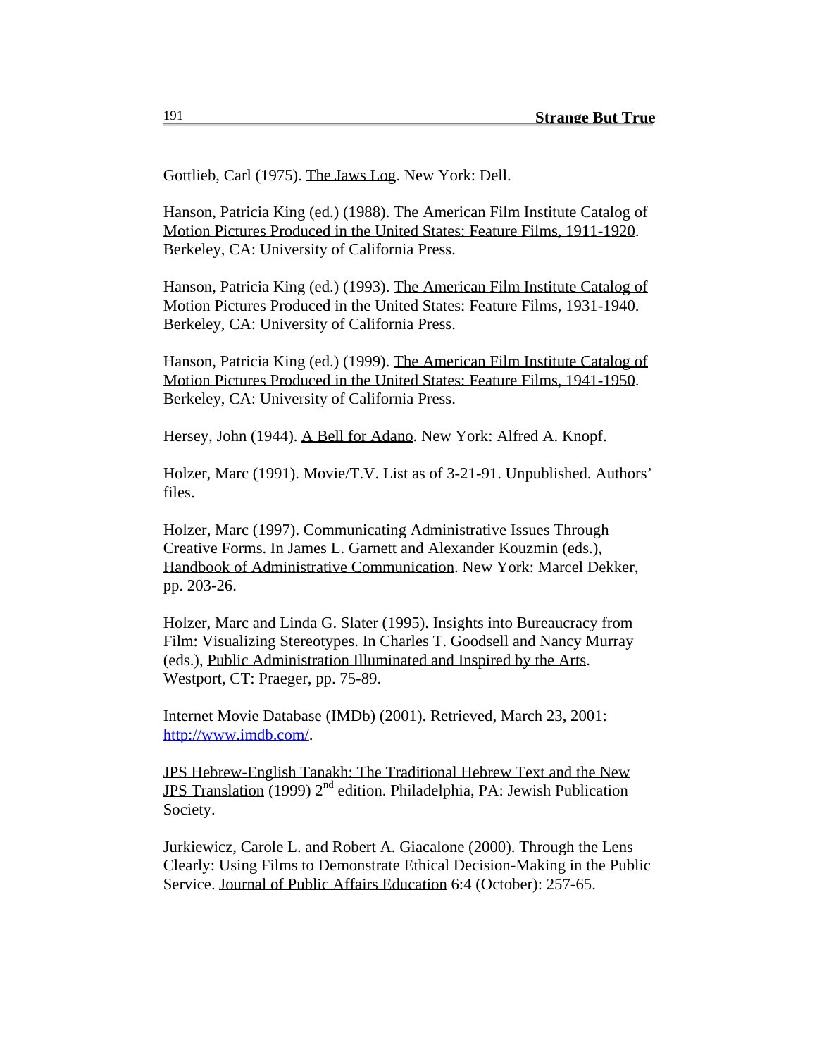Gottlieb, Carl (1975). The Jaws Log. New York: Dell.

Hanson, Patricia King (ed.) (1988). The American Film Institute Catalog of Motion Pictures Produced in the United States: Feature Films, 1911-1920. Berkeley, CA: University of California Press.

Hanson, Patricia King (ed.) (1993). The American Film Institute Catalog of Motion Pictures Produced in the United States: Feature Films, 1931-1940. Berkeley, CA: University of California Press.

Hanson, Patricia King (ed.) (1999). The American Film Institute Catalog of Motion Pictures Produced in the United States: Feature Films, 1941-1950. Berkeley, CA: University of California Press.

Hersey, John (1944). A Bell for Adano. New York: Alfred A. Knopf.

Holzer, Marc (1991). Movie/T.V. List as of 3-21-91. Unpublished. Authors' files.

Holzer, Marc (1997). Communicating Administrative Issues Through Creative Forms. In James L. Garnett and Alexander Kouzmin (eds.), Handbook of Administrative Communication. New York: Marcel Dekker, pp. 203-26.

Holzer, Marc and Linda G. Slater (1995). Insights into Bureaucracy from Film: Visualizing Stereotypes. In Charles T. Goodsell and Nancy Murray (eds.), Public Administration Illuminated and Inspired by the Arts. Westport, CT: Praeger, pp. 75-89.

Internet Movie Database (IMDb) (2001). Retrieved, March 23, 2001: http://www.imdb.com/.

JPS Hebrew-English Tanakh: The Traditional Hebrew Text and the New JPS Translation (1999) 2nd edition. Philadelphia, PA: Jewish Publication Society.

Jurkiewicz, Carole L. and Robert A. Giacalone (2000). Through the Lens Clearly: Using Films to Demonstrate Ethical Decision-Making in the Public Service. Journal of Public Affairs Education 6:4 (October): 257-65.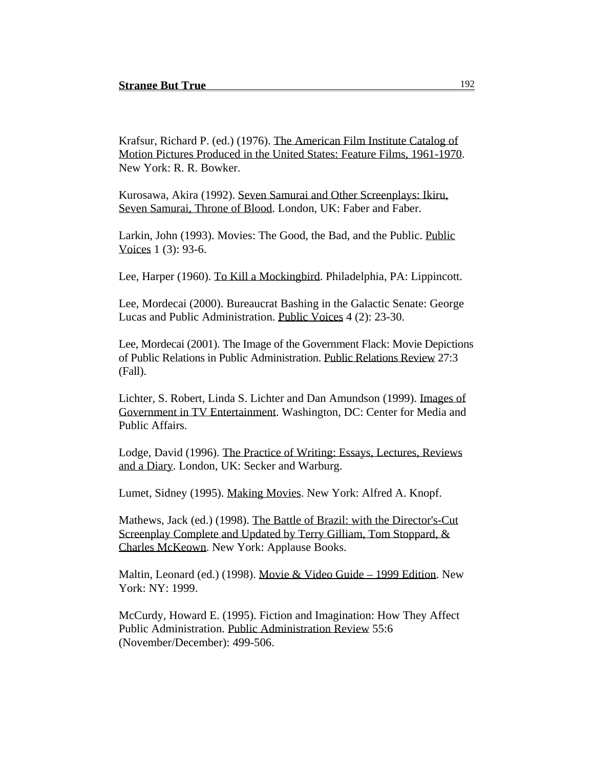Krafsur, Richard P. (ed.) (1976). The American Film Institute Catalog of Motion Pictures Produced in the United States: Feature Films, 1961-1970. New York: R. R. Bowker.

Kurosawa, Akira (1992). Seven Samurai and Other Screenplays: Ikiru, Seven Samurai, Throne of Blood. London, UK: Faber and Faber.

Larkin, John (1993). Movies: The Good, the Bad, and the Public. Public Voices 1 (3): 93-6.

Lee, Harper (1960). To Kill a Mockingbird. Philadelphia, PA: Lippincott.

Lee, Mordecai (2000). Bureaucrat Bashing in the Galactic Senate: George Lucas and Public Administration. Public Voices 4 (2): 23-30.

Lee, Mordecai (2001). The Image of the Government Flack: Movie Depictions of Public Relations in Public Administration. Public Relations Review 27:3 (Fall).

Lichter, S. Robert, Linda S. Lichter and Dan Amundson (1999). Images of Government in TV Entertainment. Washington, DC: Center for Media and Public Affairs.

Lodge, David (1996). The Practice of Writing: Essays, Lectures, Reviews and a Diary. London, UK: Secker and Warburg.

Lumet, Sidney (1995). Making Movies. New York: Alfred A. Knopf.

Mathews, Jack (ed.) (1998). The Battle of Brazil: with the Director's-Cut Screenplay Complete and Updated by Terry Gilliam, Tom Stoppard, & Charles McKeown. New York: Applause Books.

Maltin, Leonard (ed.) (1998). Movie & Video Guide – 1999 Edition. New York: NY: 1999.

McCurdy, Howard E. (1995). Fiction and Imagination: How They Affect Public Administration. Public Administration Review 55:6 (November/December): 499-506.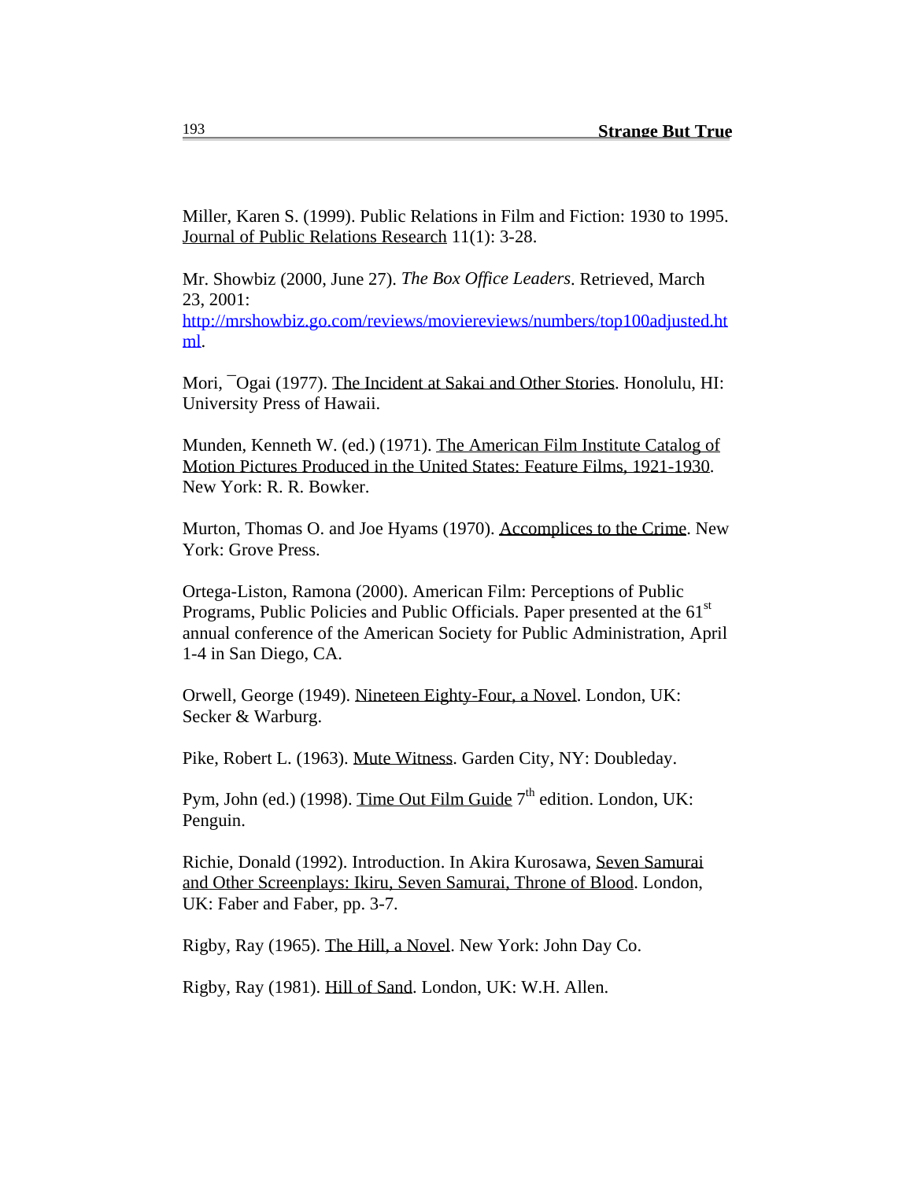Miller, Karen S. (1999). Public Relations in Film and Fiction: 1930 to 1995. Journal of Public Relations Research 11(1): 3-28.

Mr. Showbiz (2000, June 27). *The Box Office Leaders*. Retrieved, March 23, 2001: http://mrshowbiz.go.com/reviews/moviereviews/numbers/top100adjusted.html.

Mori, ¯Ogai (1977). The Incident at Sakai and Other Stories. Honolulu, HI: University Press of Hawaii.

Munden, Kenneth W. (ed.) (1971). The American Film Institute Catalog of Motion Pictures Produced in the United States: Feature Films, 1921-1930. New York: R. R. Bowker.

Murton, Thomas O. and Joe Hyams (1970). Accomplices to the Crime. New York: Grove Press.

Ortega-Liston, Ramona (2000). American Film: Perceptions of Public Programs, Public Policies and Public Officials. Paper presented at the 61st annual conference of the American Society for Public Administration, April 1-4 in San Diego, CA.

Orwell, George (1949). Nineteen Eighty-Four, a Novel. London, UK: Secker & Warburg.

Pike, Robert L. (1963). Mute Witness. Garden City, NY: Doubleday.

Pym, John (ed.) (1998). Time Out Film Guide 7th edition. London, UK: Penguin.

Richie, Donald (1992). Introduction. In Akira Kurosawa, Seven Samurai and Other Screenplays: Ikiru, Seven Samurai, Throne of Blood. London, UK: Faber and Faber, pp. 3-7.

Rigby, Ray (1965). The Hill, a Novel. New York: John Day Co.

Rigby, Ray (1981). Hill of Sand. London, UK: W.H. Allen.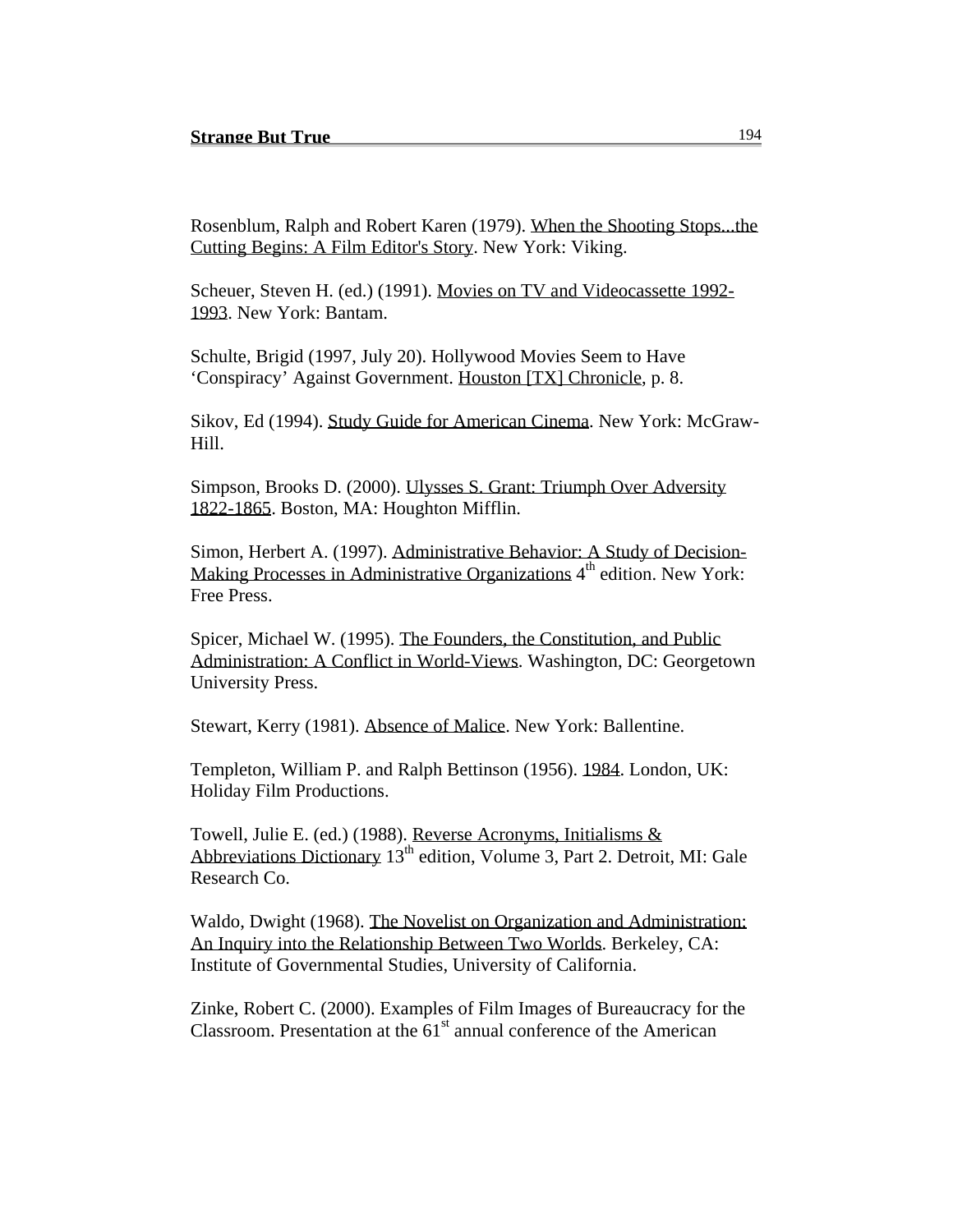Rosenblum, Ralph and Robert Karen (1979). When the Shooting Stops...the Cutting Begins: A Film Editor's Story. New York: Viking.

Scheuer, Steven H. (ed.) (1991). Movies on TV and Videocassette 1992-1993. New York: Bantam.

Schulte, Brigid (1997, July 20). Hollywood Movies Seem to Have ‘Conspiracy’ Against Government. Houston [TX] Chronicle, p. 8.

Sikov, Ed (1994). Study Guide for American Cinema. New York: McGraw-Hill.

Simpson, Brooks D. (2000). Ulysses S. Grant: Triumph Over Adversity 1822-1865. Boston, MA: Houghton Mifflin.

Simon, Herbert A. (1997). Administrative Behavior: A Study of Decision-Making Processes in Administrative Organizations 4th edition. New York: Free Press.

Spicer, Michael W. (1995). The Founders, the Constitution, and Public Administration: A Conflict in World-Views. Washington, DC: Georgetown University Press.

Stewart, Kerry (1981). Absence of Malice. New York: Ballentine.

Templeton, William P. and Ralph Bettinson (1956). 1984. London, UK: Holiday Film Productions.

Towell, Julie E. (ed.) (1988). Reverse Acronyms, Initialisms & Abbreviations Dictionary 13th edition, Volume 3, Part 2. Detroit, MI: Gale Research Co.

Waldo, Dwight (1968). The Novelist on Organization and Administration: An Inquiry into the Relationship Between Two Worlds. Berkeley, CA: Institute of Governmental Studies, University of California.

Zinke, Robert C. (2000). Examples of Film Images of Bureaucracy for the Classroom. Presentation at the 61st annual conference of the American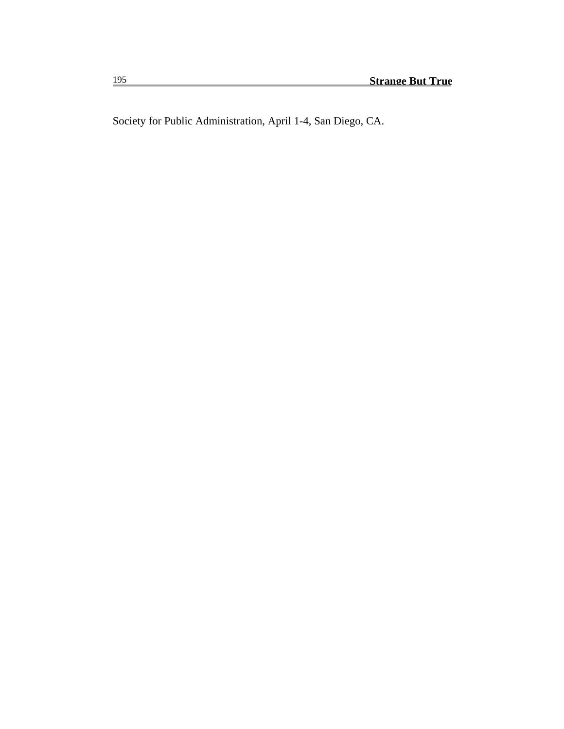Society for Public Administration, April 1-4, San Diego, CA.